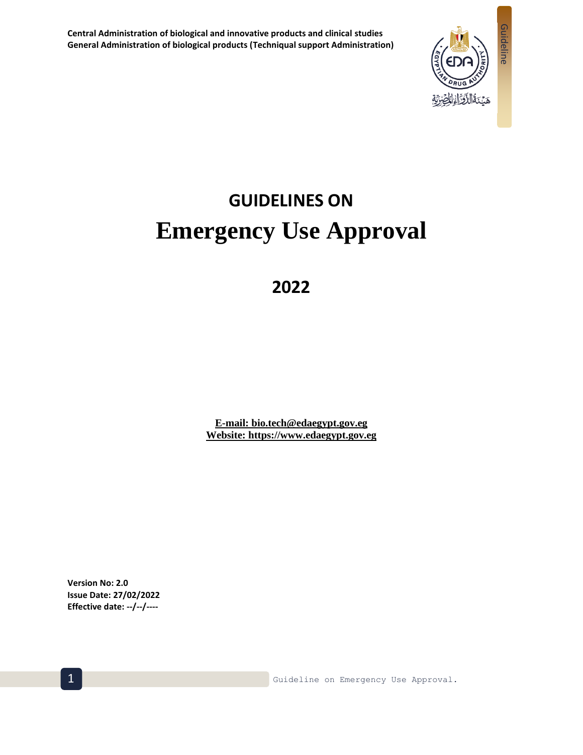**Central Administration of biological and innovative products and clinical studies**
**General Administration of biological products (Techniqual support Administration)**

# GUIDELINES ON
# Emergency Use Approval

## 2022

**E-mail: bio.tech@edaegypt.gov.eg**
**Website: https://www.edaegypt.gov.eg**

**Version No: 2.0**
**Issue Date: 27/02/2022**
**Effective date: --/--/----**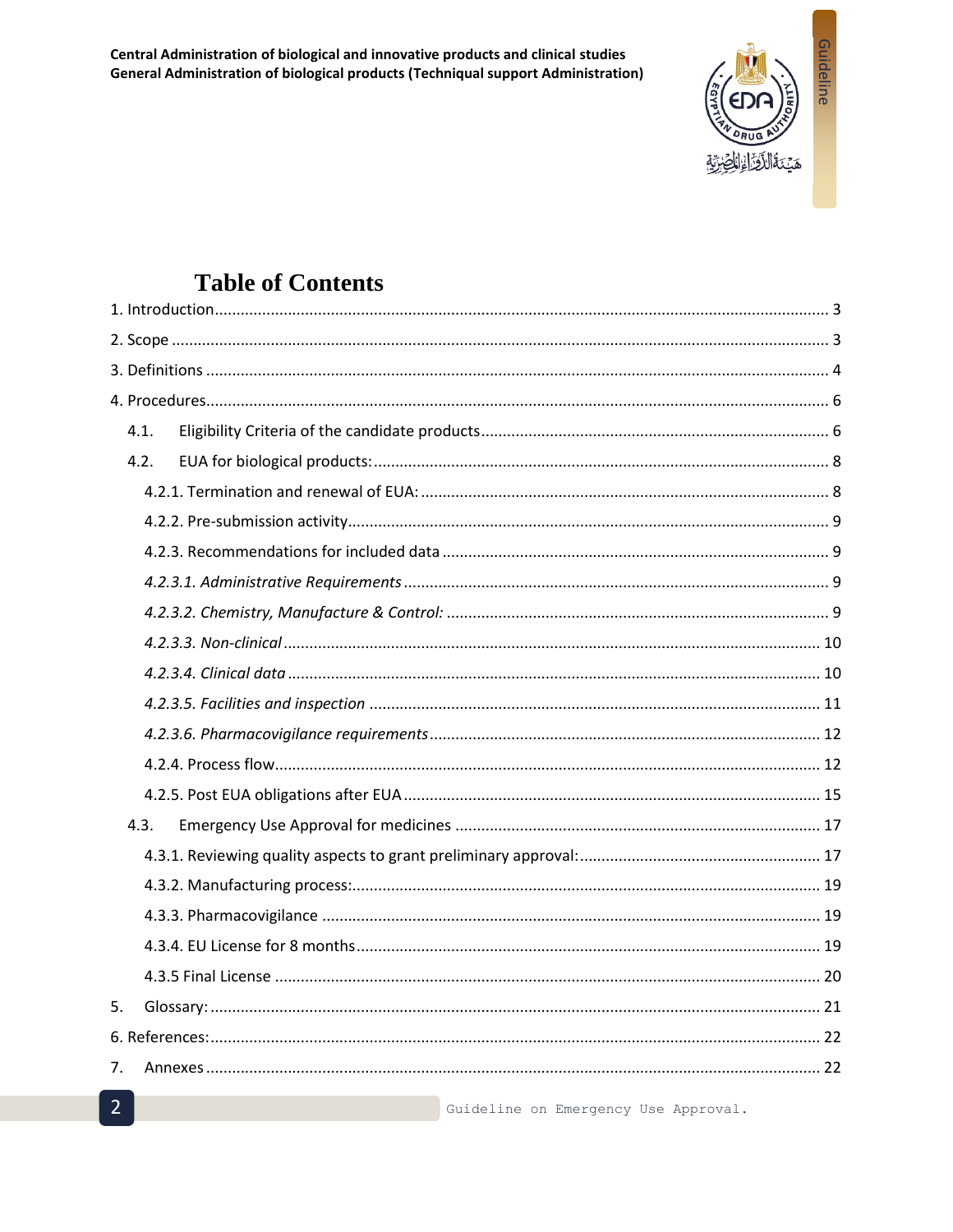# Table of Contents

1. Introduction ........................................................................................................................ 3

2. Scope ................................................................................................................................. 3

3. Definitions .......................................................................................................................... 4

4. Procedures .......................................................................................................................... 6

   4.1. Eligibility Criteria of the candidate products ................................................................ 6

   4.2. EUA for biological products: ......................................................................................... 8

   4.2.1. Termination and renewal of EUA: ............................................................................. 8

   4.2.2. Pre-submission activity .............................................................................................. 9

   4.2.3. Recommendations for included data ......................................................................... 9

   *4.2.3.1. Administrative Requirements* ................................................................................ 9

   *4.2.3.2. Chemistry, Manufacture & Control:* ..................................................................... 9

   *4.2.3.3. Non-clinical* .......................................................................................................... 10

   *4.2.3.4. Clinical data* ......................................................................................................... 10

   *4.2.3.5. Facilities and inspection* ....................................................................................... 11

   *4.2.3.6. Pharmacovigilance requirements* .......................................................................... 12

   4.2.4. Process flow ............................................................................................................... 12

   4.2.5. Post EUA obligations after EUA ............................................................................... 15

   4.3. Emergency Use Approval for medicines .......................................................................... 17

   4.3.1. Reviewing quality aspects to grant preliminary approval: ........................................ 17

   4.3.2. Manufacturing process: .............................................................................................. 19

   4.3.3. Pharmacovigilance ..................................................................................................... 19

   4.3.4. EU License for 8 months ............................................................................................ 19

   4.3.5 Final License ................................................................................................................ 20

5. Glossary: ............................................................................................................................. 21

6. References: .......................................................................................................................... 22

7. Annexes ............................................................................................................................... 22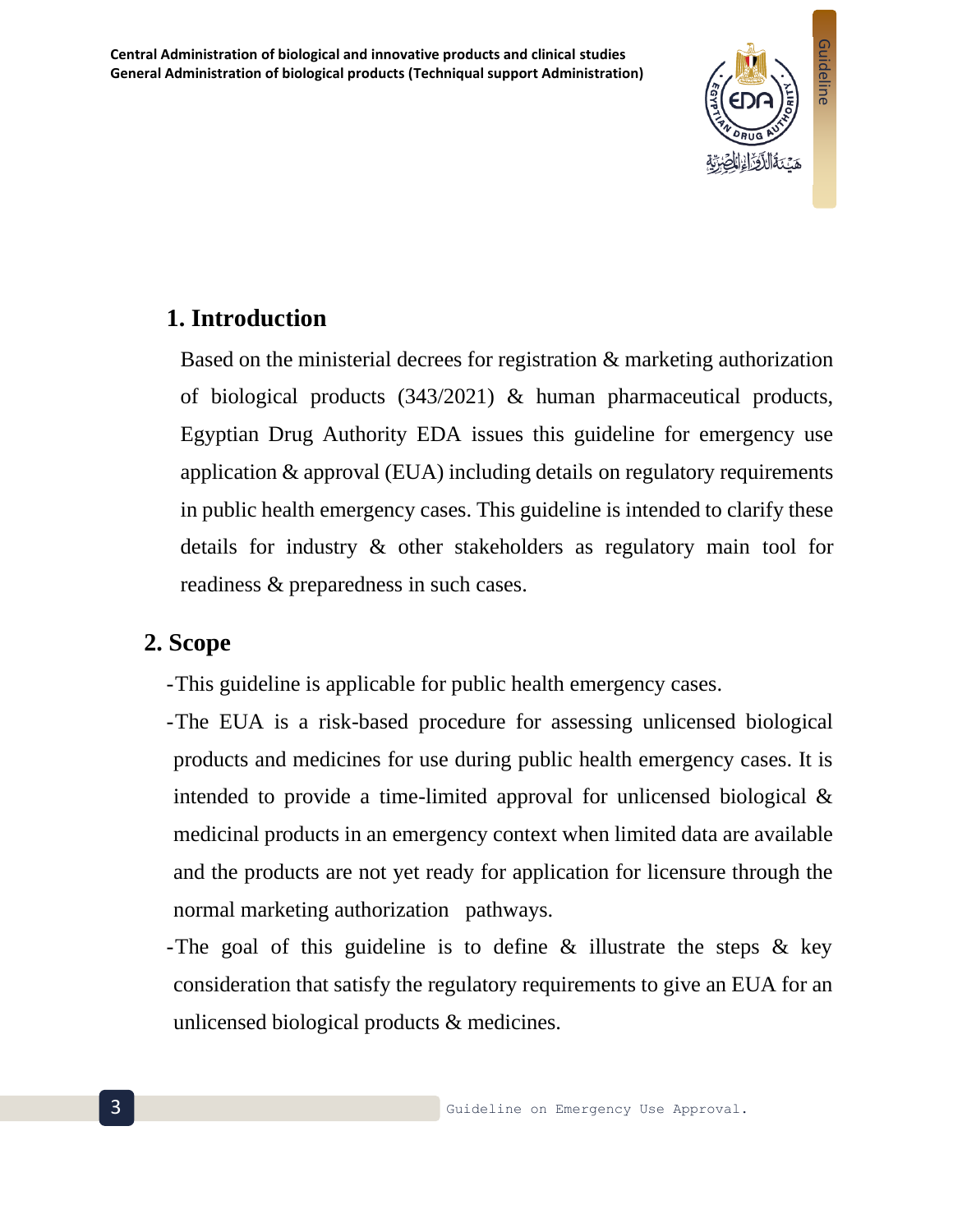## 1. Introduction

Based on the ministerial decrees for registration & marketing authorization of biological products (343/2021) & human pharmaceutical products, Egyptian Drug Authority EDA issues this guideline for emergency use application & approval (EUA) including details on regulatory requirements in public health emergency cases. This guideline is intended to clarify these details for industry & other stakeholders as regulatory main tool for readiness & preparedness in such cases.

## 2. Scope

- This guideline is applicable for public health emergency cases.
- The EUA is a risk-based procedure for assessing unlicensed biological products and medicines for use during public health emergency cases. It is intended to provide a time-limited approval for unlicensed biological & medicinal products in an emergency context when limited data are available and the products are not yet ready for application for licensure through the normal marketing authorization pathways.
- The goal of this guideline is to define & illustrate the steps & key consideration that satisfy the regulatory requirements to give an EUA for an unlicensed biological products & medicines.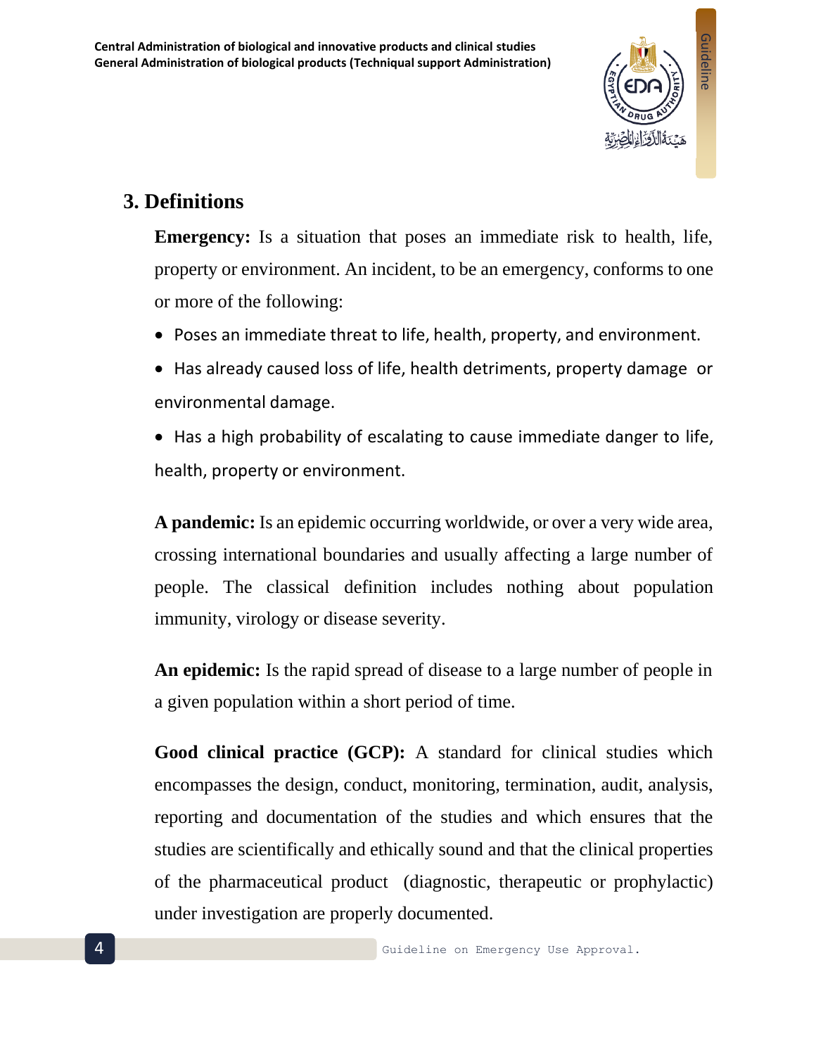## 3. Definitions

**Emergency:** Is a situation that poses an immediate risk to health, life, property or environment. An incident, to be an emergency, conforms to one or more of the following:

- Poses an immediate threat to life, health, property, and environment.
- Has already caused loss of life, health detriments, property damage or environmental damage.
- Has a high probability of escalating to cause immediate danger to life, health, property or environment.

**A pandemic:** Is an epidemic occurring worldwide, or over a very wide area, crossing international boundaries and usually affecting a large number of people. The classical definition includes nothing about population immunity, virology or disease severity.

**An epidemic:** Is the rapid spread of disease to a large number of people in a given population within a short period of time.

**Good clinical practice (GCP):** A standard for clinical studies which encompasses the design, conduct, monitoring, termination, audit, analysis, reporting and documentation of the studies and which ensures that the studies are scientifically and ethically sound and that the clinical properties of the pharmaceutical product (diagnostic, therapeutic or prophylactic) under investigation are properly documented.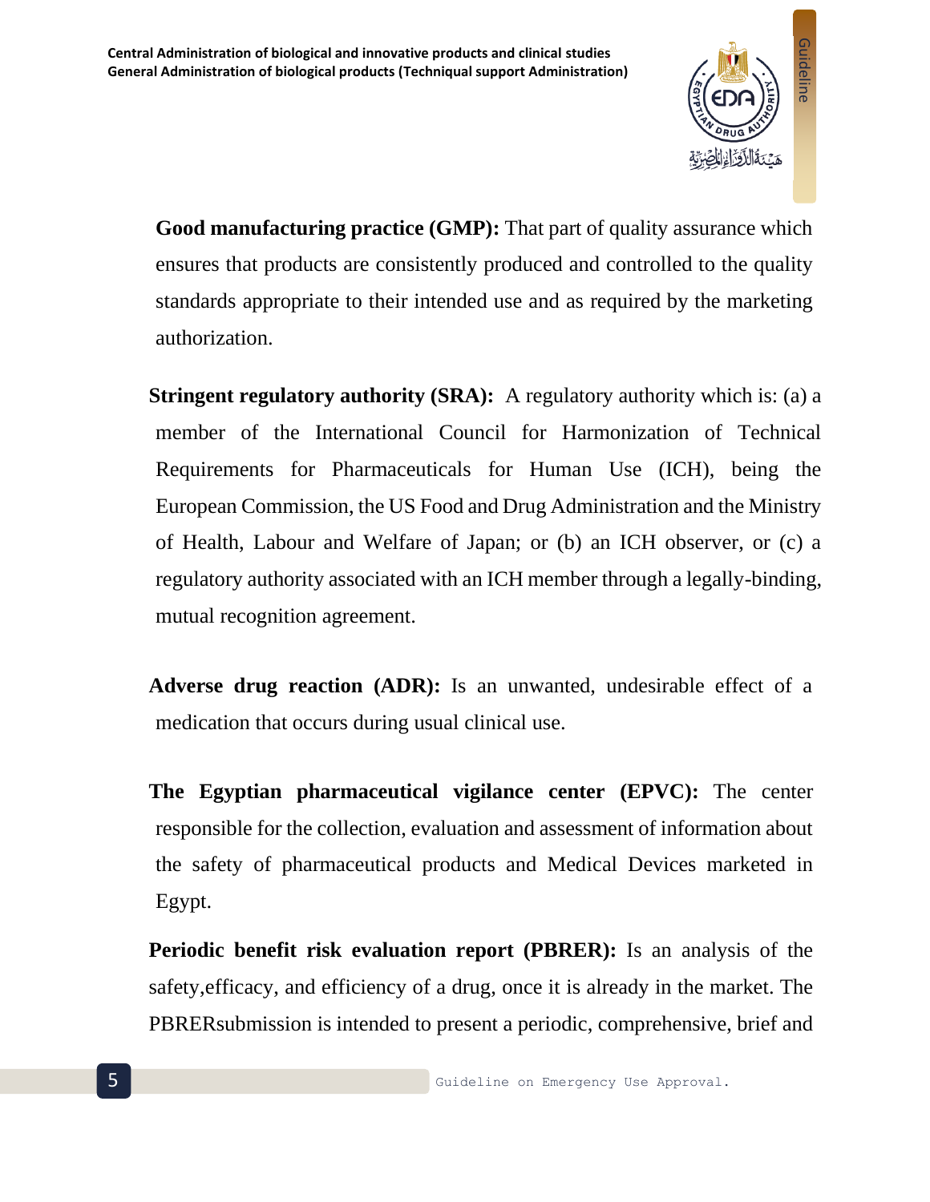**Good manufacturing practice (GMP):** That part of quality assurance which ensures that products are consistently produced and controlled to the quality standards appropriate to their intended use and as required by the marketing authorization.

**Stringent regulatory authority (SRA):** A regulatory authority which is: (a) a member of the International Council for Harmonization of Technical Requirements for Pharmaceuticals for Human Use (ICH), being the European Commission, the US Food and Drug Administration and the Ministry of Health, Labour and Welfare of Japan; or (b) an ICH observer, or (c) a regulatory authority associated with an ICH member through a legally-binding, mutual recognition agreement.

**Adverse drug reaction (ADR):** Is an unwanted, undesirable effect of a medication that occurs during usual clinical use.

**The Egyptian pharmaceutical vigilance center (EPVC):** The center responsible for the collection, evaluation and assessment of information about the safety of pharmaceutical products and Medical Devices marketed in Egypt.

**Periodic benefit risk evaluation report (PBRER):** Is an analysis of the safety,efficacy, and efficiency of a drug, once it is already in the market. The PBRERsubmission is intended to present a periodic, comprehensive, brief and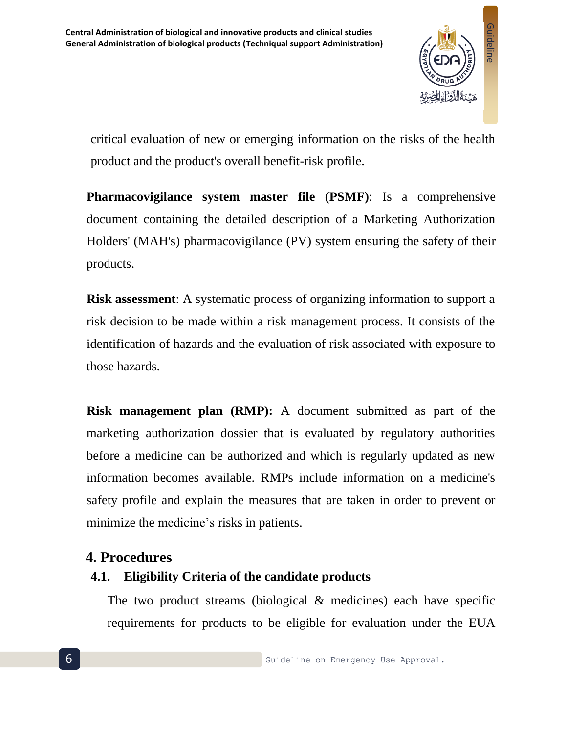critical evaluation of new or emerging information on the risks of the health product and the product's overall benefit-risk profile.

**Pharmacovigilance system master file (PSMF)**: Is a comprehensive document containing the detailed description of a Marketing Authorization Holders' (MAH's) pharmacovigilance (PV) system ensuring the safety of their products.

**Risk assessment**: A systematic process of organizing information to support a risk decision to be made within a risk management process. It consists of the identification of hazards and the evaluation of risk associated with exposure to those hazards.

**Risk management plan (RMP):** A document submitted as part of the marketing authorization dossier that is evaluated by regulatory authorities before a medicine can be authorized and which is regularly updated as new information becomes available. RMPs include information on a medicine's safety profile and explain the measures that are taken in order to prevent or minimize the medicine's risks in patients.

## 4. Procedures

### 4.1. Eligibility Criteria of the candidate products

The two product streams (biological & medicines) each have specific requirements for products to be eligible for evaluation under the EUA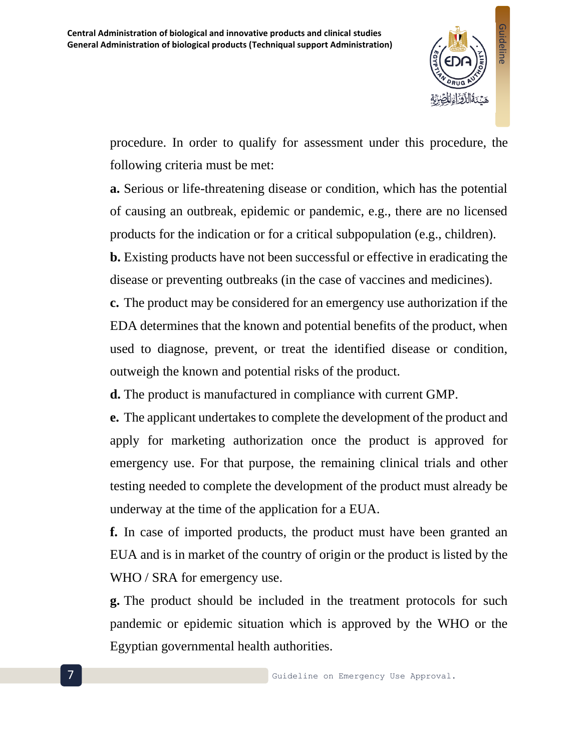procedure. In order to qualify for assessment under this procedure, the following criteria must be met:

**a.** Serious or life-threatening disease or condition, which has the potential of causing an outbreak, epidemic or pandemic, e.g., there are no licensed products for the indication or for a critical subpopulation (e.g., children).

**b.** Existing products have not been successful or effective in eradicating the disease or preventing outbreaks (in the case of vaccines and medicines).

**c.** The product may be considered for an emergency use authorization if the EDA determines that the known and potential benefits of the product, when used to diagnose, prevent, or treat the identified disease or condition, outweigh the known and potential risks of the product.

**d.** The product is manufactured in compliance with current GMP.

**e.** The applicant undertakes to complete the development of the product and apply for marketing authorization once the product is approved for emergency use. For that purpose, the remaining clinical trials and other testing needed to complete the development of the product must already be underway at the time of the application for a EUA.

**f.** In case of imported products, the product must have been granted an EUA and is in market of the country of origin or the product is listed by the WHO / SRA for emergency use.

**g.** The product should be included in the treatment protocols for such pandemic or epidemic situation which is approved by the WHO or the Egyptian governmental health authorities.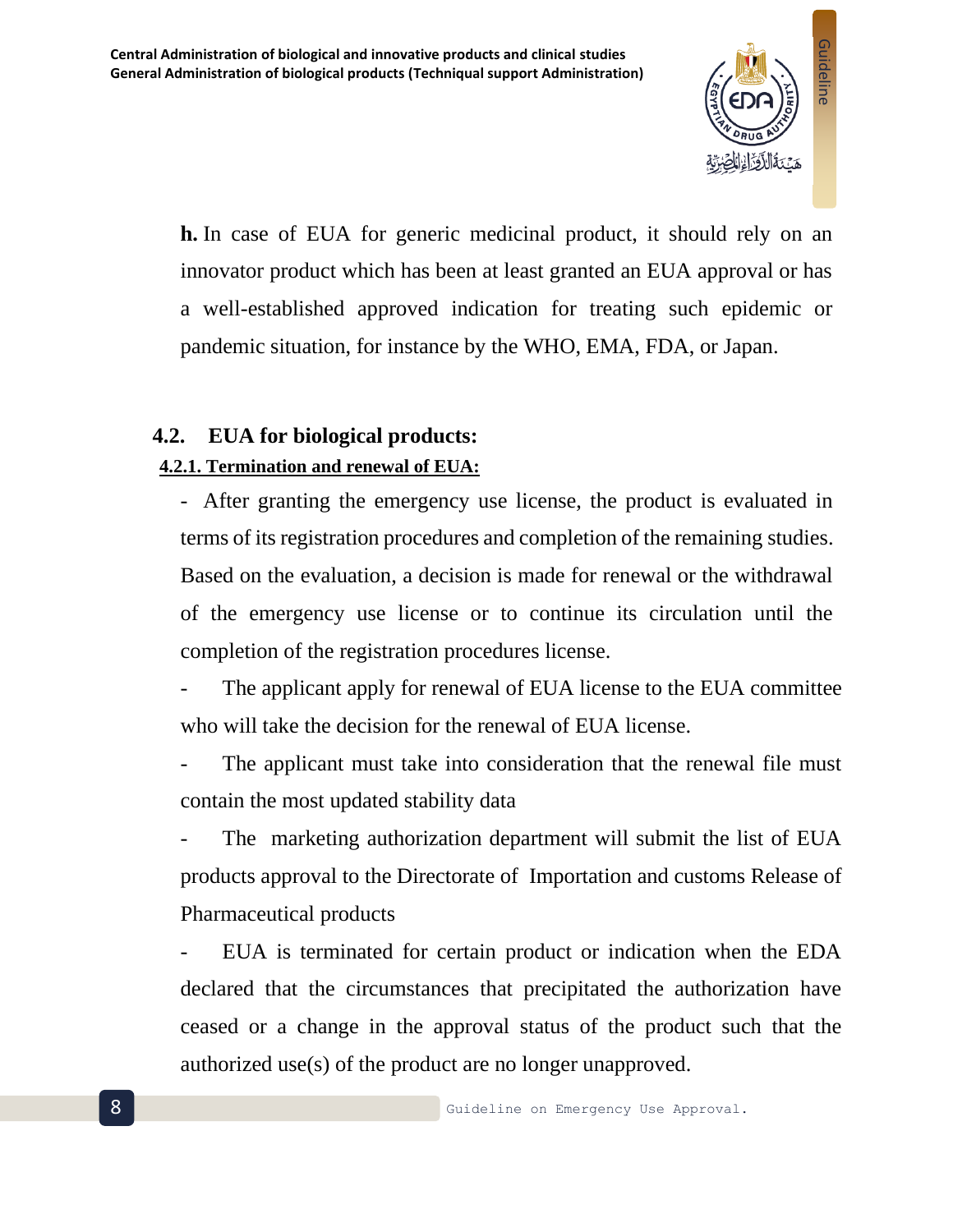**h.** In case of EUA for generic medicinal product, it should rely on an innovator product which has been at least granted an EUA approval or has a well-established approved indication for treating such epidemic or pandemic situation, for instance by the WHO, EMA, FDA, or Japan.

## 4.2. EUA for biological products:

### 4.2.1. Termination and renewal of EUA:

- After granting the emergency use license, the product is evaluated in terms of its registration procedures and completion of the remaining studies. Based on the evaluation, a decision is made for renewal or the withdrawal of the emergency use license or to continue its circulation until the completion of the registration procedures license.
- The applicant apply for renewal of EUA license to the EUA committee who will take the decision for the renewal of EUA license.
- The applicant must take into consideration that the renewal file must contain the most updated stability data
- The marketing authorization department will submit the list of EUA products approval to the Directorate of Importation and customs Release of Pharmaceutical products
- EUA is terminated for certain product or indication when the EDA declared that the circumstances that precipitated the authorization have ceased or a change in the approval status of the product such that the authorized use(s) of the product are no longer unapproved.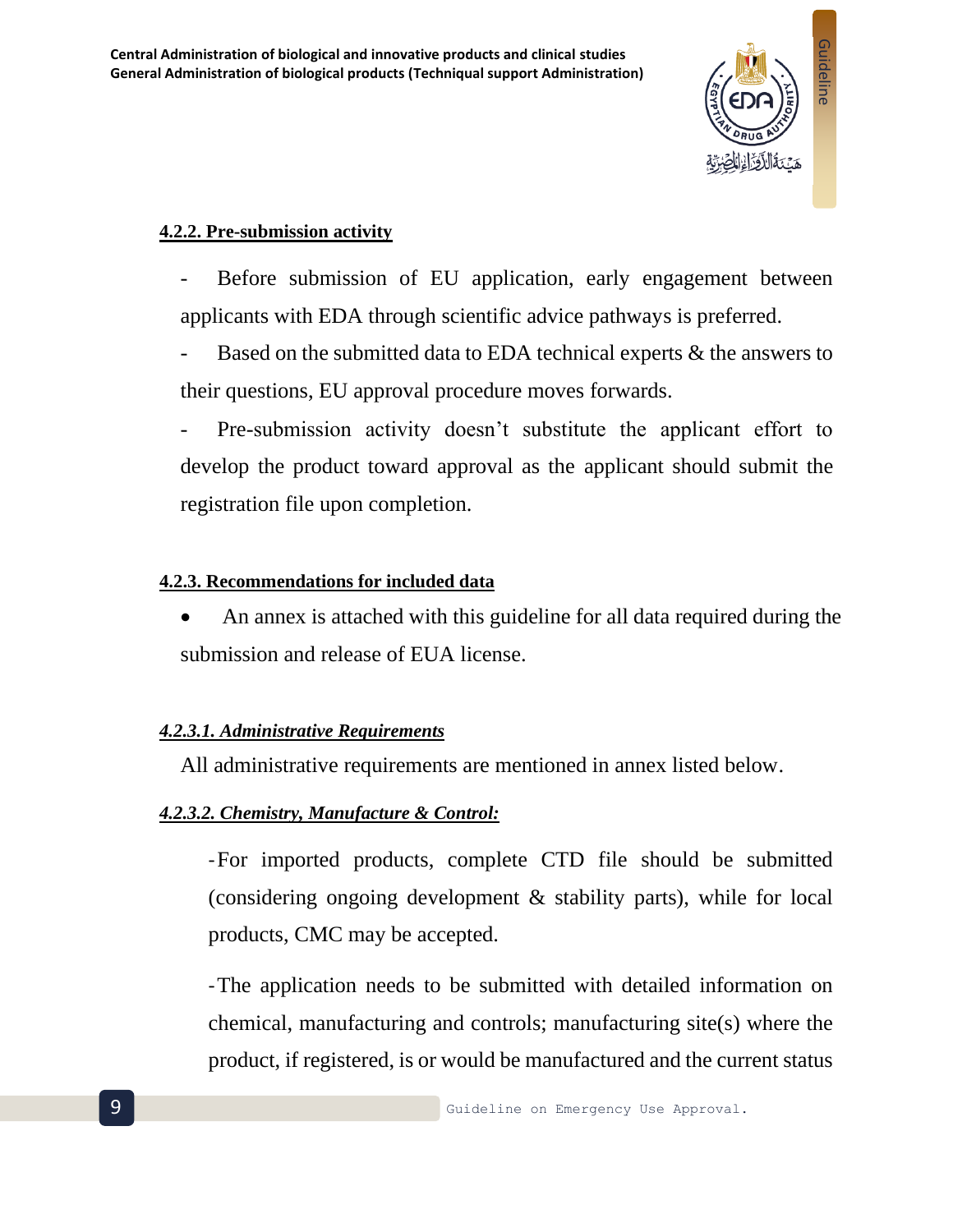#### 4.2.2. Pre-submission activity

- Before submission of EU application, early engagement between applicants with EDA through scientific advice pathways is preferred.
- Based on the submitted data to EDA technical experts & the answers to their questions, EU approval procedure moves forwards.
- Pre-submission activity doesn't substitute the applicant effort to develop the product toward approval as the applicant should submit the registration file upon completion.

#### 4.2.3. Recommendations for included data

- An annex is attached with this guideline for all data required during the submission and release of EUA license.

##### *4.2.3.1. Administrative Requirements*

All administrative requirements are mentioned in annex listed below.

##### *4.2.3.2. Chemistry, Manufacture & Control:*

- For imported products, complete CTD file should be submitted (considering ongoing development & stability parts), while for local products, CMC may be accepted.

- The application needs to be submitted with detailed information on chemical, manufacturing and controls; manufacturing site(s) where the product, if registered, is or would be manufactured and the current status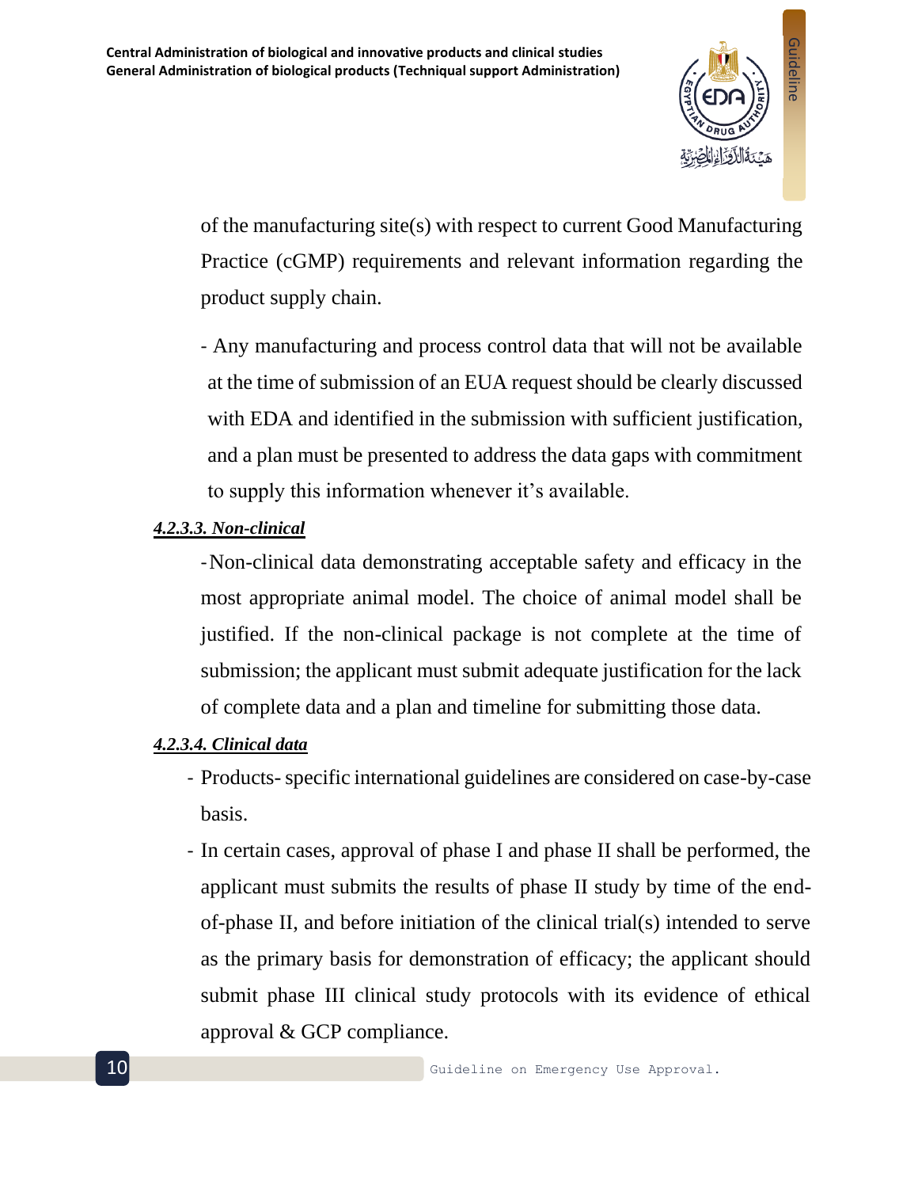of the manufacturing site(s) with respect to current Good Manufacturing Practice (cGMP) requirements and relevant information regarding the product supply chain.

- Any manufacturing and process control data that will not be available at the time of submission of an EUA request should be clearly discussed with EDA and identified in the submission with sufficient justification, and a plan must be presented to address the data gaps with commitment to supply this information whenever it's available.

#### *4.2.3.3. Non-clinical*

- Non-clinical data demonstrating acceptable safety and efficacy in the most appropriate animal model. The choice of animal model shall be justified. If the non-clinical package is not complete at the time of submission; the applicant must submit adequate justification for the lack of complete data and a plan and timeline for submitting those data.

#### *4.2.3.4. Clinical data*

- Products- specific international guidelines are considered on case-by-case basis.
- In certain cases, approval of phase I and phase II shall be performed, the applicant must submits the results of phase II study by time of the end-of-phase II, and before initiation of the clinical trial(s) intended to serve as the primary basis for demonstration of efficacy; the applicant should submit phase III clinical study protocols with its evidence of ethical approval & GCP compliance.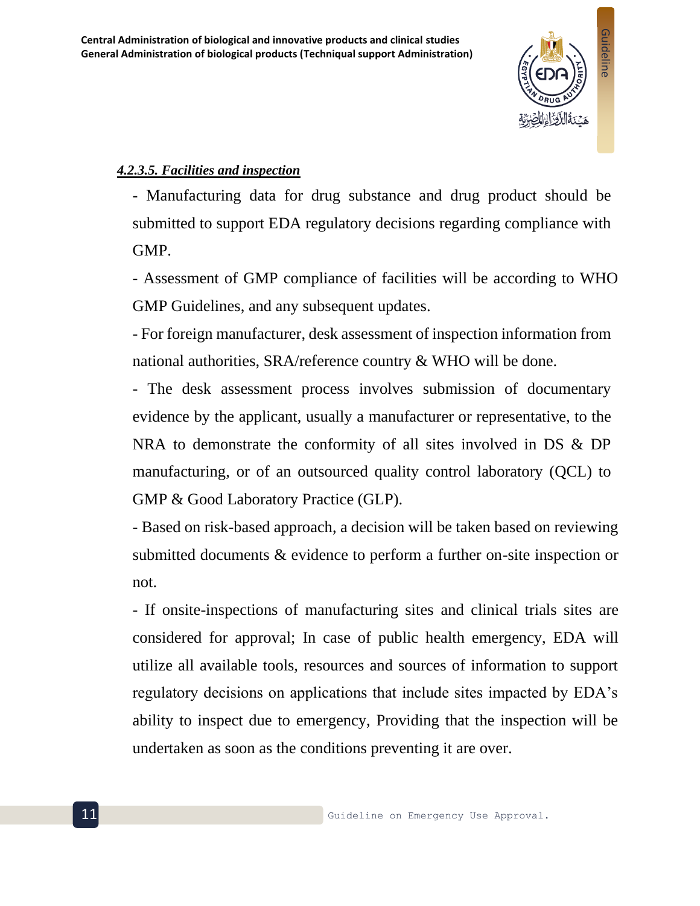*__4.2.3.5. Facilities and inspection__*

- Manufacturing data for drug substance and drug product should be submitted to support EDA regulatory decisions regarding compliance with GMP.
- Assessment of GMP compliance of facilities will be according to WHO GMP Guidelines, and any subsequent updates.
- For foreign manufacturer, desk assessment of inspection information from national authorities, SRA/reference country & WHO will be done.
- The desk assessment process involves submission of documentary evidence by the applicant, usually a manufacturer or representative, to the NRA to demonstrate the conformity of all sites involved in DS & DP manufacturing, or of an outsourced quality control laboratory (QCL) to GMP & Good Laboratory Practice (GLP).
- Based on risk-based approach, a decision will be taken based on reviewing submitted documents & evidence to perform a further on-site inspection or not.
- If onsite-inspections of manufacturing sites and clinical trials sites are considered for approval; In case of public health emergency, EDA will utilize all available tools, resources and sources of information to support regulatory decisions on applications that include sites impacted by EDA's ability to inspect due to emergency, Providing that the inspection will be undertaken as soon as the conditions preventing it are over.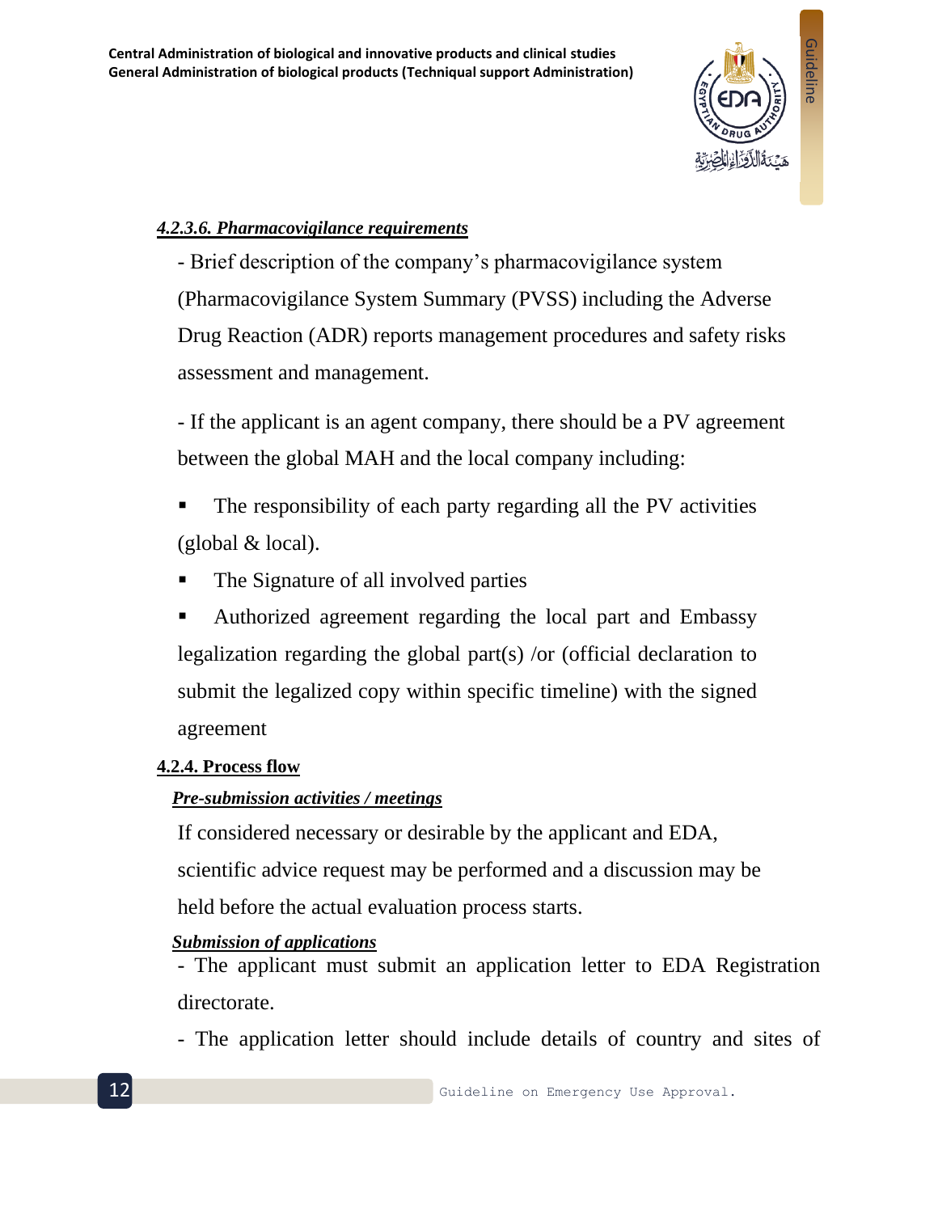#### *4.2.3.6. Pharmacovigilance requirements*

- Brief description of the company's pharmacovigilance system (Pharmacovigilance System Summary (PVSS) including the Adverse Drug Reaction (ADR) reports management procedures and safety risks assessment and management.

- If the applicant is an agent company, there should be a PV agreement between the global MAH and the local company including:

- The responsibility of each party regarding all the PV activities (global & local).
- The Signature of all involved parties
- Authorized agreement regarding the local part and Embassy legalization regarding the global part(s) /or (official declaration to submit the legalized copy within specific timeline) with the signed agreement

### 4.2.4. Process flow

***Pre-submission activities / meetings***

If considered necessary or desirable by the applicant and EDA, scientific advice request may be performed and a discussion may be held before the actual evaluation process starts.

***Submission of applications***

- The applicant must submit an application letter to EDA Registration directorate.

- The application letter should include details of country and sites of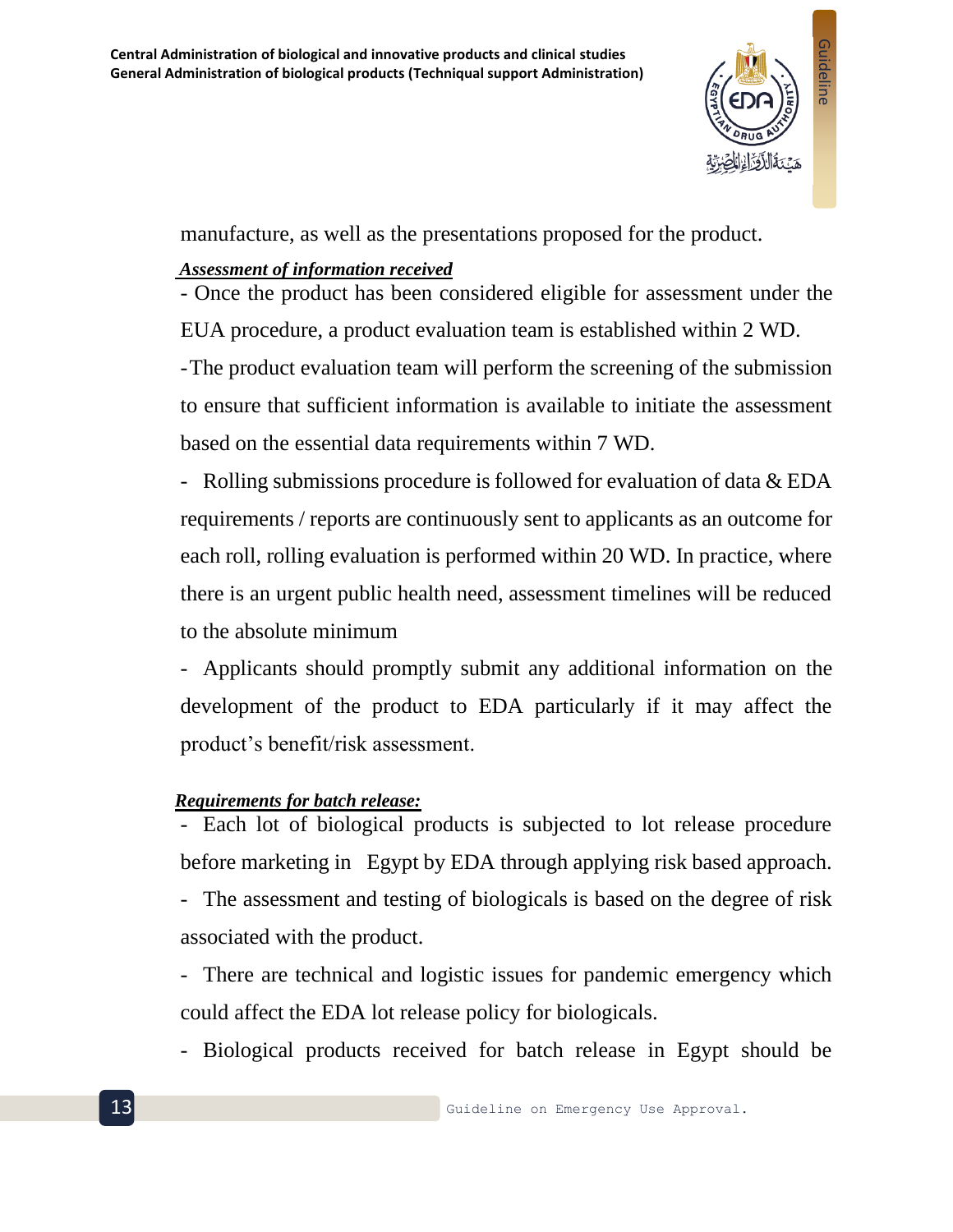manufacture, as well as the presentations proposed for the product.

***Assessment of information received***

- Once the product has been considered eligible for assessment under the EUA procedure, a product evaluation team is established within 2 WD.
- The product evaluation team will perform the screening of the submission to ensure that sufficient information is available to initiate the assessment based on the essential data requirements within 7 WD.
- Rolling submissions procedure is followed for evaluation of data & EDA requirements / reports are continuously sent to applicants as an outcome for each roll, rolling evaluation is performed within 20 WD. In practice, where there is an urgent public health need, assessment timelines will be reduced to the absolute minimum
- Applicants should promptly submit any additional information on the development of the product to EDA particularly if it may affect the product's benefit/risk assessment.

***Requirements for batch release:***

- Each lot of biological products is subjected to lot release procedure before marketing in Egypt by EDA through applying risk based approach.
- The assessment and testing of biologicals is based on the degree of risk associated with the product.
- There are technical and logistic issues for pandemic emergency which could affect the EDA lot release policy for biologicals.
- Biological products received for batch release in Egypt should be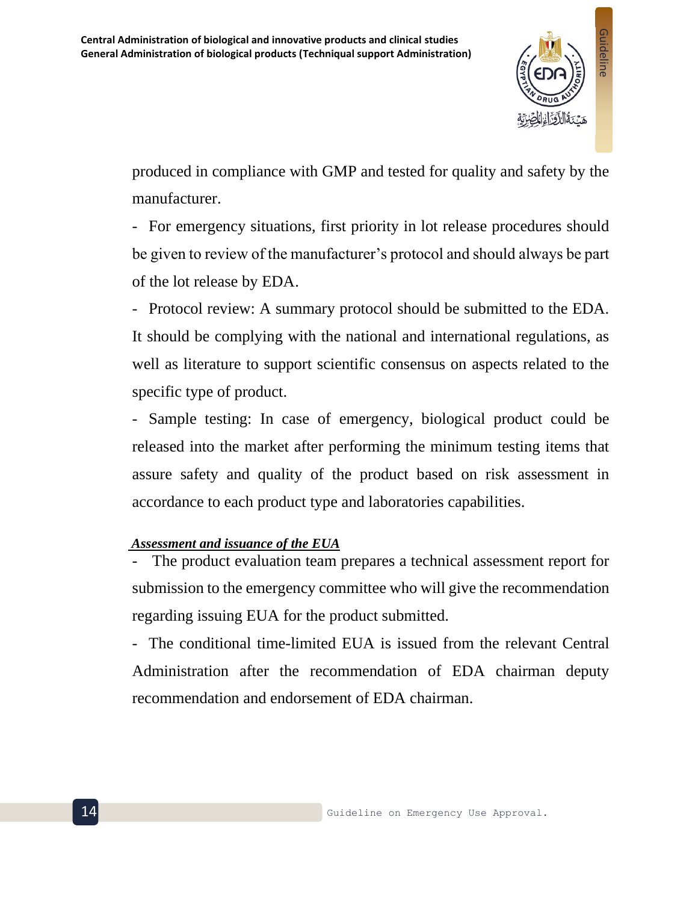produced in compliance with GMP and tested for quality and safety by the manufacturer.

- For emergency situations, first priority in lot release procedures should be given to review of the manufacturer's protocol and should always be part of the lot release by EDA.
- Protocol review: A summary protocol should be submitted to the EDA. It should be complying with the national and international regulations, as well as literature to support scientific consensus on aspects related to the specific type of product.
- Sample testing: In case of emergency, biological product could be released into the market after performing the minimum testing items that assure safety and quality of the product based on risk assessment in accordance to each product type and laboratories capabilities.

***Assessment and issuance of the EUA***

- The product evaluation team prepares a technical assessment report for submission to the emergency committee who will give the recommendation regarding issuing EUA for the product submitted.
- The conditional time-limited EUA is issued from the relevant Central Administration after the recommendation of EDA chairman deputy recommendation and endorsement of EDA chairman.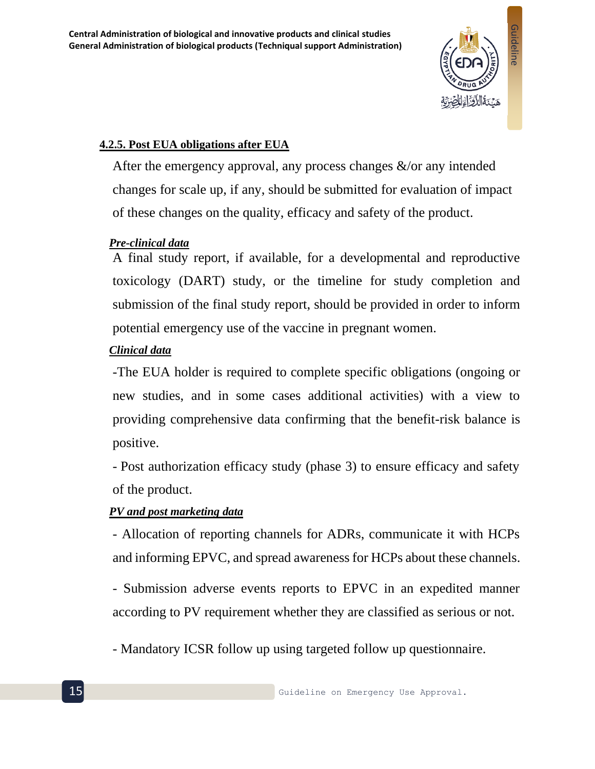#### 4.2.5. Post EUA obligations after EUA

After the emergency approval, any process changes &/or any intended changes for scale up, if any, should be submitted for evaluation of impact of these changes on the quality, efficacy and safety of the product.

***Pre-clinical data***

A final study report, if available, for a developmental and reproductive toxicology (DART) study, or the timeline for study completion and submission of the final study report, should be provided in order to inform potential emergency use of the vaccine in pregnant women.

***Clinical data***

-The EUA holder is required to complete specific obligations (ongoing or new studies, and in some cases additional activities) with a view to providing comprehensive data confirming that the benefit-risk balance is positive.

- Post authorization efficacy study (phase 3) to ensure efficacy and safety of the product.

***PV and post marketing data***

- Allocation of reporting channels for ADRs, communicate it with HCPs and informing EPVC, and spread awareness for HCPs about these channels.

- Submission adverse events reports to EPVC in an expedited manner according to PV requirement whether they are classified as serious or not.

- Mandatory ICSR follow up using targeted follow up questionnaire.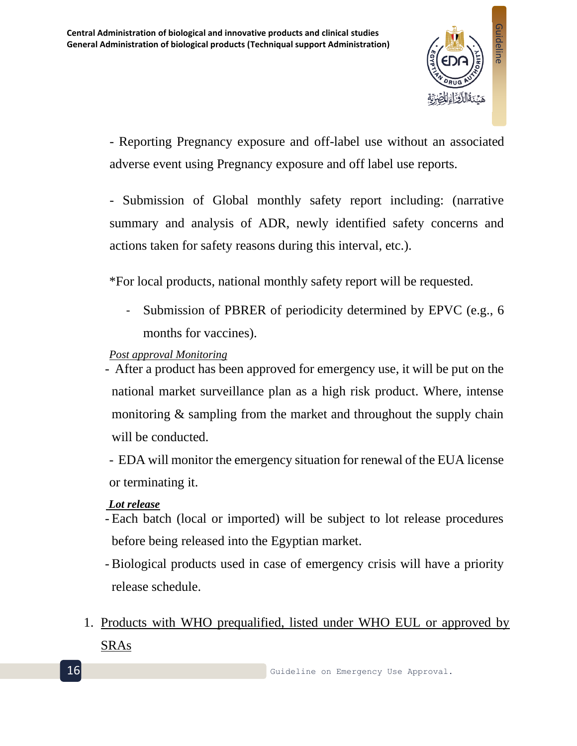- Reporting Pregnancy exposure and off-label use without an associated adverse event using Pregnancy exposure and off label use reports.

- Submission of Global monthly safety report including: (narrative summary and analysis of ADR, newly identified safety concerns and actions taken for safety reasons during this interval, etc.).

*For local products, national monthly safety report will be requested.

- Submission of PBRER of periodicity determined by EPVC (e.g., 6 months for vaccines).

*Post approval Monitoring*

- After a product has been approved for emergency use, it will be put on the national market surveillance plan as a high risk product. Where, intense monitoring & sampling from the market and throughout the supply chain will be conducted.
- EDA will monitor the emergency situation for renewal of the EUA license or terminating it.

***Lot release***

- Each batch (local or imported) will be subject to lot release procedures before being released into the Egyptian market.
- Biological products used in case of emergency crisis will have a priority release schedule.

1. Products with WHO prequalified, listed under WHO EUL or approved by SRAs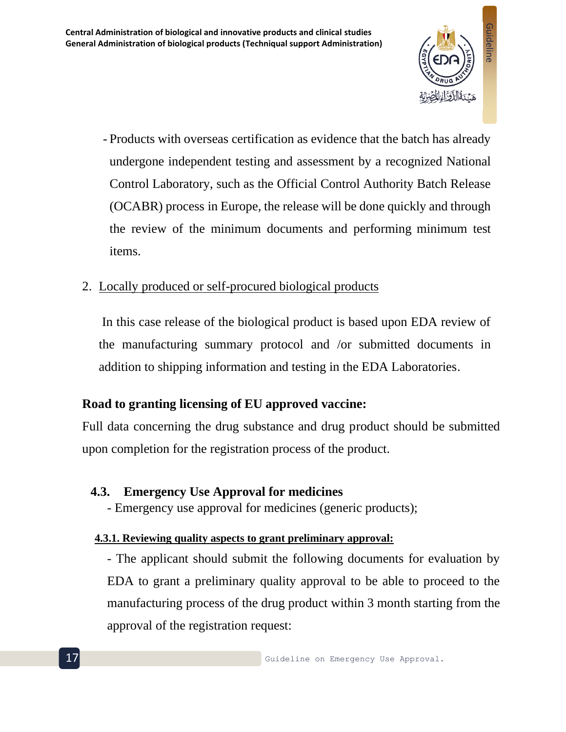- Products with overseas certification as evidence that the batch has already undergone independent testing and assessment by a recognized National Control Laboratory, such as the Official Control Authority Batch Release (OCABR) process in Europe, the release will be done quickly and through the review of the minimum documents and performing minimum test items.

2. Locally produced or self-procured biological products

In this case release of the biological product is based upon EDA review of the manufacturing summary protocol and /or submitted documents in addition to shipping information and testing in the EDA Laboratories.

**Road to granting licensing of EU approved vaccine:**

Full data concerning the drug substance and drug product should be submitted upon completion for the registration process of the product.

## 4.3. Emergency Use Approval for medicines

- Emergency use approval for medicines (generic products);

### 4.3.1. Reviewing quality aspects to grant preliminary approval:

- The applicant should submit the following documents for evaluation by EDA to grant a preliminary quality approval to be able to proceed to the manufacturing process of the drug product within 3 month starting from the approval of the registration request: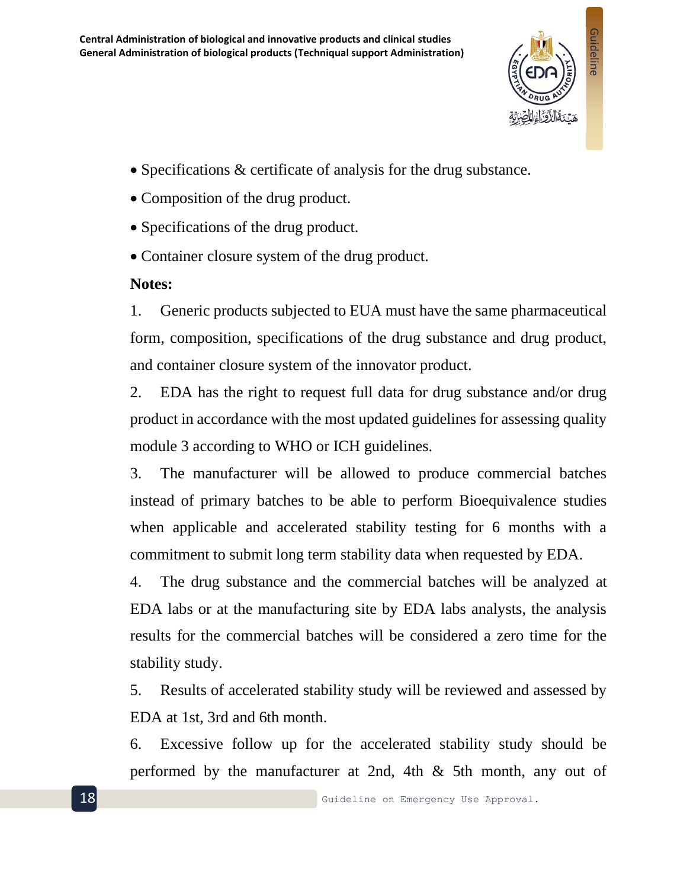- Specifications & certificate of analysis for the drug substance.
- Composition of the drug product.
- Specifications of the drug product.
- Container closure system of the drug product.

**Notes:**

1. Generic products subjected to EUA must have the same pharmaceutical form, composition, specifications of the drug substance and drug product, and container closure system of the innovator product.
2. EDA has the right to request full data for drug substance and/or drug product in accordance with the most updated guidelines for assessing quality module 3 according to WHO or ICH guidelines.
3. The manufacturer will be allowed to produce commercial batches instead of primary batches to be able to perform Bioequivalence studies when applicable and accelerated stability testing for 6 months with a commitment to submit long term stability data when requested by EDA.
4. The drug substance and the commercial batches will be analyzed at EDA labs or at the manufacturing site by EDA labs analysts, the analysis results for the commercial batches will be considered a zero time for the stability study.
5. Results of accelerated stability study will be reviewed and assessed by EDA at 1st, 3rd and 6th month.
6. Excessive follow up for the accelerated stability study should be performed by the manufacturer at 2nd, 4th & 5th month, any out of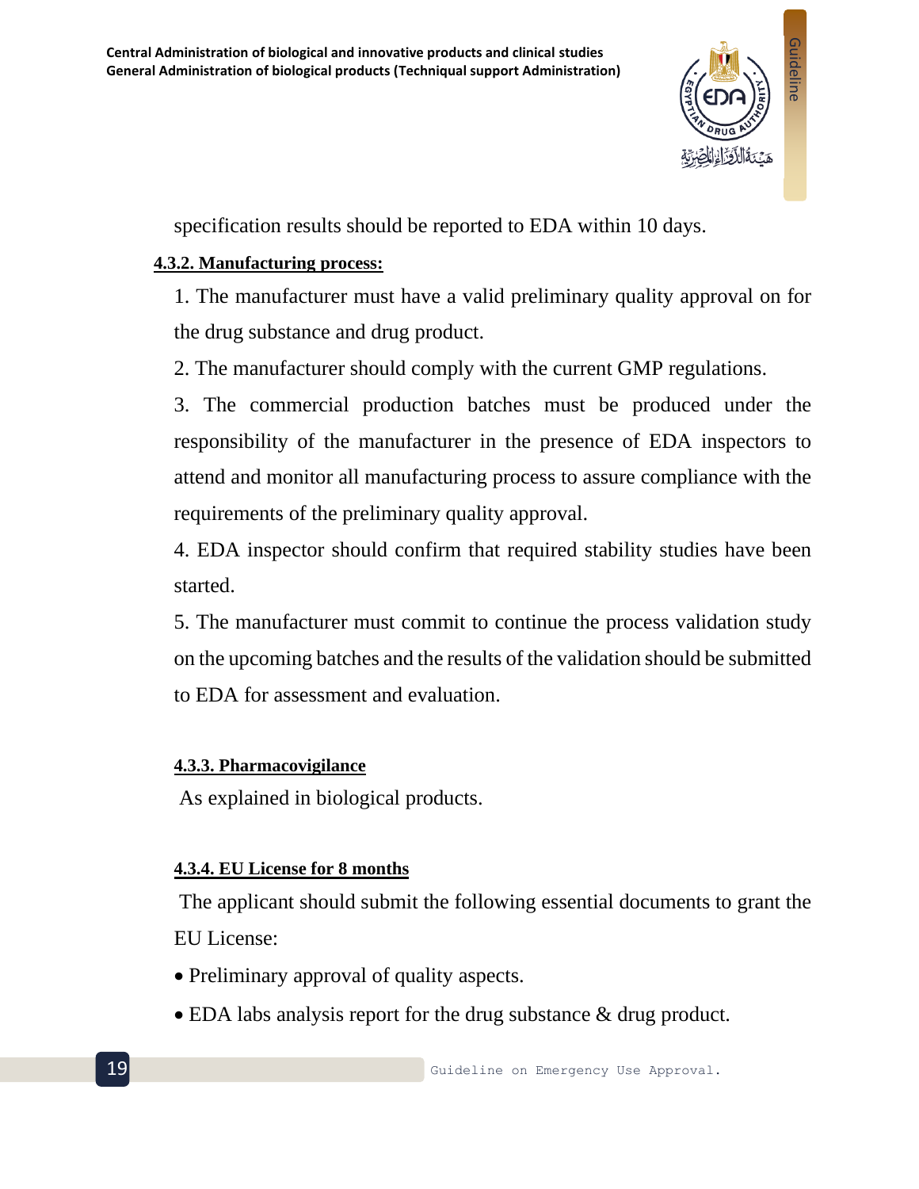specification results should be reported to EDA within 10 days.

#### 4.3.2. Manufacturing process:

1. The manufacturer must have a valid preliminary quality approval on for the drug substance and drug product.
2. The manufacturer should comply with the current GMP regulations.
3. The commercial production batches must be produced under the responsibility of the manufacturer in the presence of EDA inspectors to attend and monitor all manufacturing process to assure compliance with the requirements of the preliminary quality approval.
4. EDA inspector should confirm that required stability studies have been started.
5. The manufacturer must commit to continue the process validation study on the upcoming batches and the results of the validation should be submitted to EDA for assessment and evaluation.

#### 4.3.3. Pharmacovigilance

As explained in biological products.

#### 4.3.4. EU License for 8 months

The applicant should submit the following essential documents to grant the EU License:

- Preliminary approval of quality aspects.
- EDA labs analysis report for the drug substance & drug product.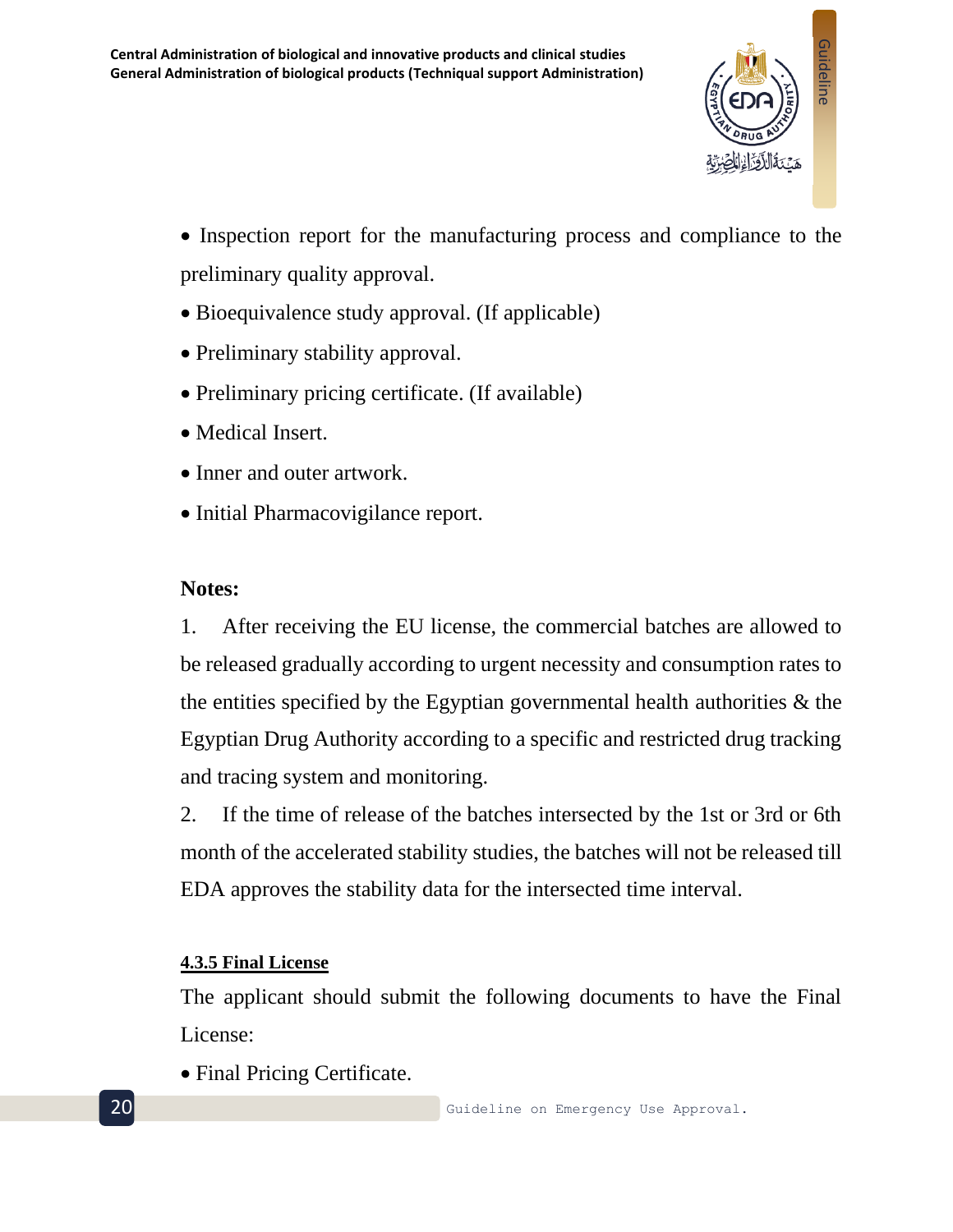- Inspection report for the manufacturing process and compliance to the preliminary quality approval.
- Bioequivalence study approval. (If applicable)
- Preliminary stability approval.
- Preliminary pricing certificate. (If available)
- Medical Insert.
- Inner and outer artwork.
- Initial Pharmacovigilance report.

**Notes:**

1. After receiving the EU license, the commercial batches are allowed to be released gradually according to urgent necessity and consumption rates to the entities specified by the Egyptian governmental health authorities & the Egyptian Drug Authority according to a specific and restricted drug tracking and tracing system and monitoring.
2. If the time of release of the batches intersected by the 1st or 3rd or 6th month of the accelerated stability studies, the batches will not be released till EDA approves the stability data for the intersected time interval.

#### 4.3.5 Final License

The applicant should submit the following documents to have the Final License:

- Final Pricing Certificate.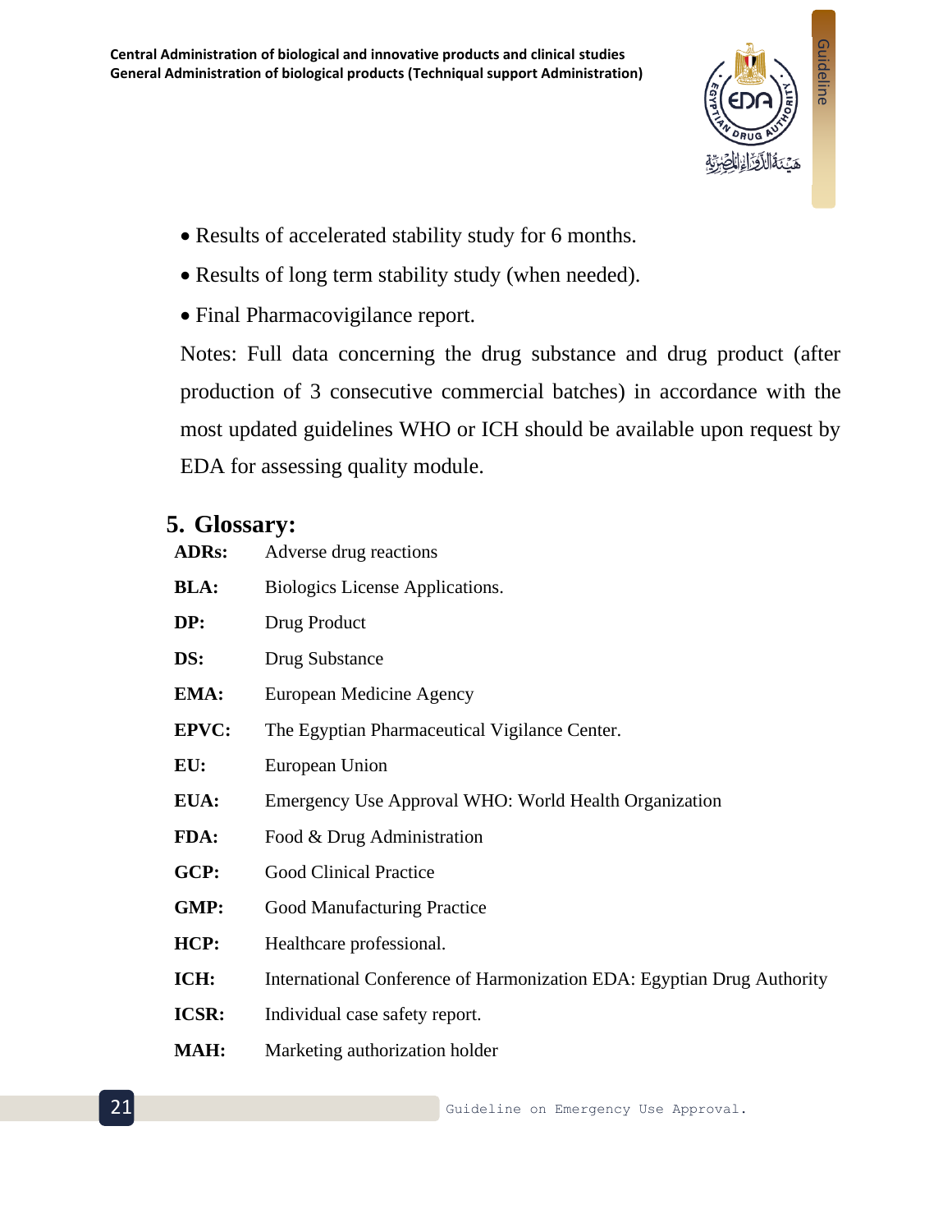- Results of accelerated stability study for 6 months.
- Results of long term stability study (when needed).
- Final Pharmacovigilance report.

Notes: Full data concerning the drug substance and drug product (after production of 3 consecutive commercial batches) in accordance with the most updated guidelines WHO or ICH should be available upon request by EDA for assessing quality module.

## 5. Glossary:

| | |
|---|---|
| **ADRs:** | Adverse drug reactions |
| **BLA:** | Biologics License Applications. |
| **DP:** | Drug Product |
| **DS:** | Drug Substance |
| **EMA:** | European Medicine Agency |
| **EPVC:** | The Egyptian Pharmaceutical Vigilance Center. |
| **EU:** | European Union |
| **EUA:** | Emergency Use Approval WHO: World Health Organization |
| **FDA:** | Food & Drug Administration |
| **GCP:** | Good Clinical Practice |
| **GMP:** | Good Manufacturing Practice |
| **HCP:** | Healthcare professional. |
| **ICH:** | International Conference of Harmonization EDA: Egyptian Drug Authority |
| **ICSR:** | Individual case safety report. |
| **MAH:** | Marketing authorization holder |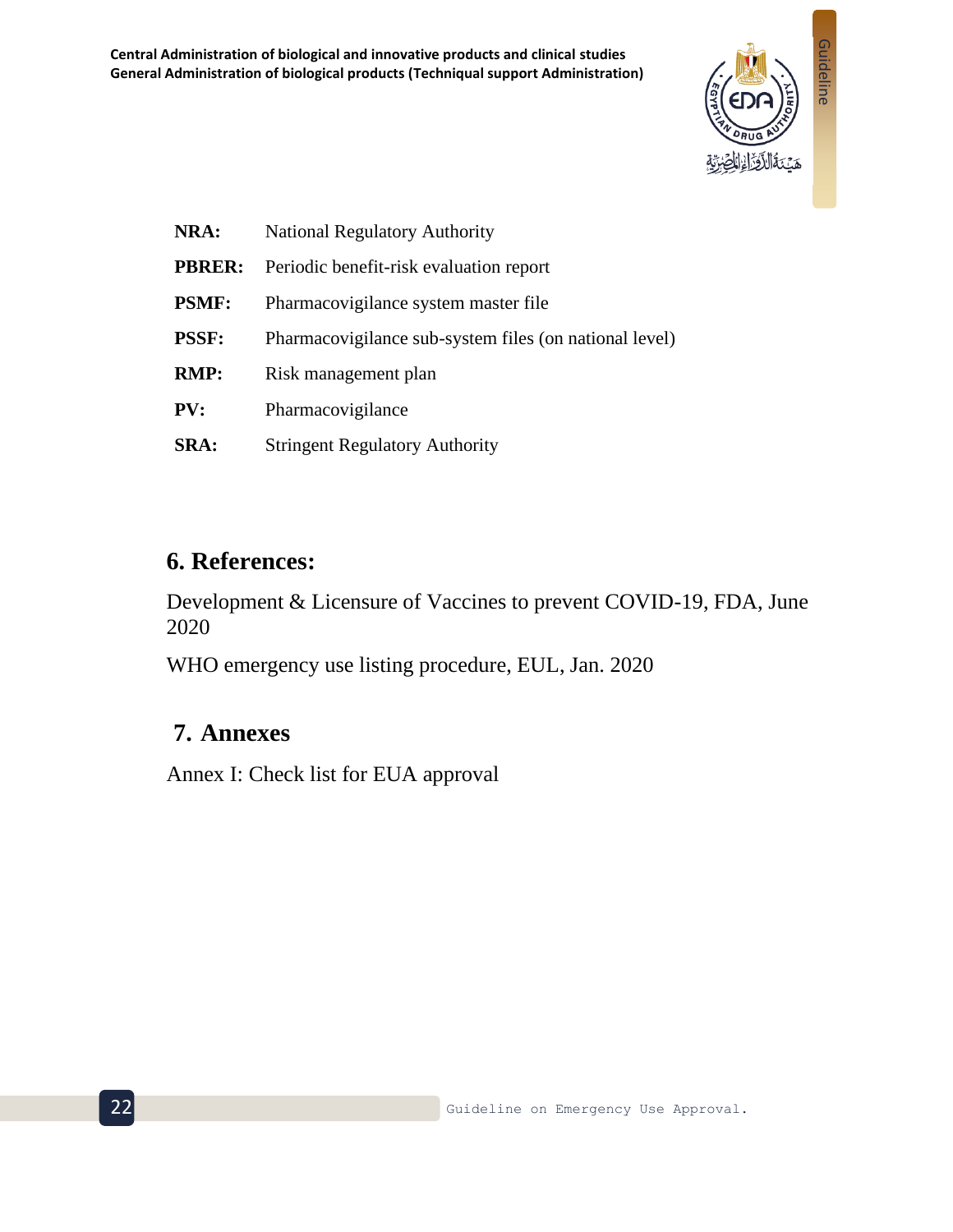**NRA:** National Regulatory Authority

**PBRER:** Periodic benefit-risk evaluation report

**PSMF:** Pharmacovigilance system master file

**PSSF:** Pharmacovigilance sub-system files (on national level)

**RMP:** Risk management plan

**PV:** Pharmacovigilance

**SRA:** Stringent Regulatory Authority

## 6. References:

Development & Licensure of Vaccines to prevent COVID-19, FDA, June 2020

WHO emergency use listing procedure, EUL, Jan. 2020

## 7. Annexes

Annex I: Check list for EUA approval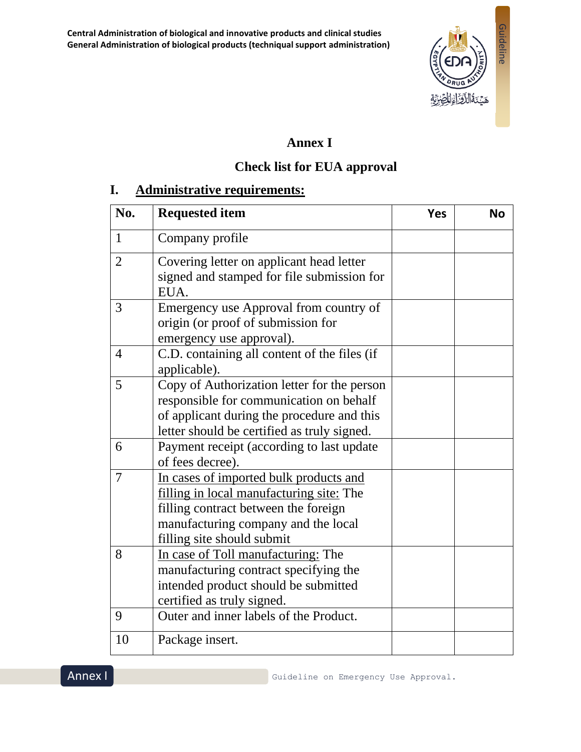# Annex I

## Check list for EUA approval

### I. Administrative requirements:

| No. | Requested item | Yes | No |
|---|---|---|---|
| 1 | Company profile | | |
| 2 | Covering letter on applicant head letter signed and stamped for file submission for EUA. | | |
| 3 | Emergency use Approval from country of origin (or proof of submission for emergency use approval). | | |
| 4 | C.D. containing all content of the files (if applicable). | | |
| 5 | Copy of Authorization letter for the person responsible for communication on behalf of applicant during the procedure and this letter should be certified as truly signed. | | |
| 6 | Payment receipt (according to last update of fees decree). | | |
| 7 | <u>In cases of imported bulk products and filling in local manufacturing site:</u> The filling contract between the foreign manufacturing company and the local filling site should submit | | |
| 8 | <u>In case of Toll manufacturing:</u> The manufacturing contract specifying the intended product should be submitted certified as truly signed. | | |
| 9 | Outer and inner labels of the Product. | | |
| 10 | Package insert. | | |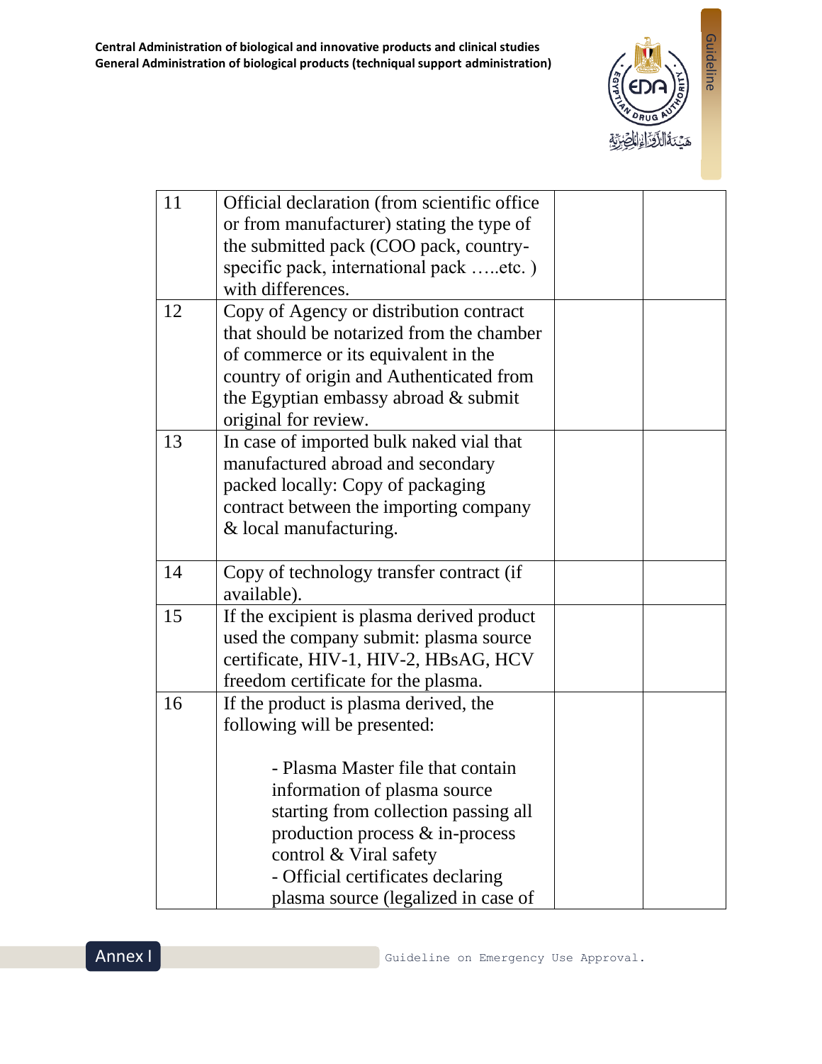| | | | |
|---|---|---|---|
| 11 | Official declaration (from scientific office or from manufacturer) stating the type of the submitted pack (COO pack, country-specific pack, international pack …..etc. ) with differences. | | |
| 12 | Copy of Agency or distribution contract that should be notarized from the chamber of commerce or its equivalent in the country of origin and Authenticated from the Egyptian embassy abroad & submit original for review. | | |
| 13 | In case of imported bulk naked vial that manufactured abroad and secondary packed locally: Copy of packaging contract between the importing company & local manufacturing. | | |
| 14 | Copy of technology transfer contract (if available). | | |
| 15 | If the excipient is plasma derived product used the company submit: plasma source certificate, HIV-1, HIV-2, HBsAG, HCV freedom certificate for the plasma. | | |
| 16 | If the product is plasma derived, the following will be presented:<br><br>- Plasma Master file that contain information of plasma source starting from collection passing all production process & in-process control & Viral safety<br>- Official certificates declaring plasma source (legalized in case of | | |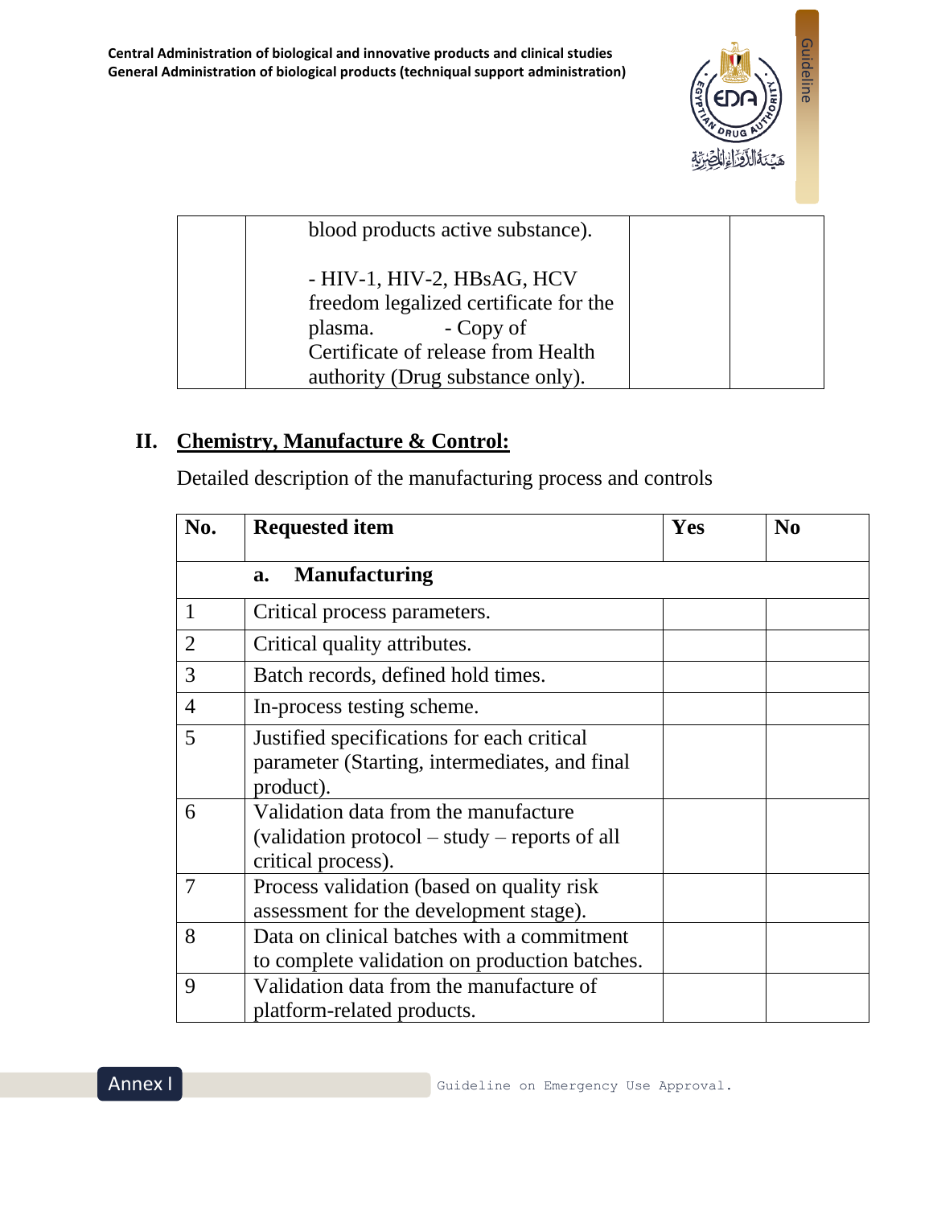| | | | |
|---|---|---|---|
| | blood products active substance).<br><br>- HIV-1, HIV-2, HBsAG, HCV freedom legalized certificate for the plasma. - Copy of Certificate of release from Health authority (Drug substance only). | | |

## II. Chemistry, Manufacture & Control:

Detailed description of the manufacturing process and controls

| No. | Requested item | Yes | No |
|---|---|---|---|
| | **a. Manufacturing** | | |
| 1 | Critical process parameters. | | |
| 2 | Critical quality attributes. | | |
| 3 | Batch records, defined hold times. | | |
| 4 | In-process testing scheme. | | |
| 5 | Justified specifications for each critical parameter (Starting, intermediates, and final product). | | |
| 6 | Validation data from the manufacture (validation protocol – study – reports of all critical process). | | |
| 7 | Process validation (based on quality risk assessment for the development stage). | | |
| 8 | Data on clinical batches with a commitment to complete validation on production batches. | | |
| 9 | Validation data from the manufacture of platform-related products. | | |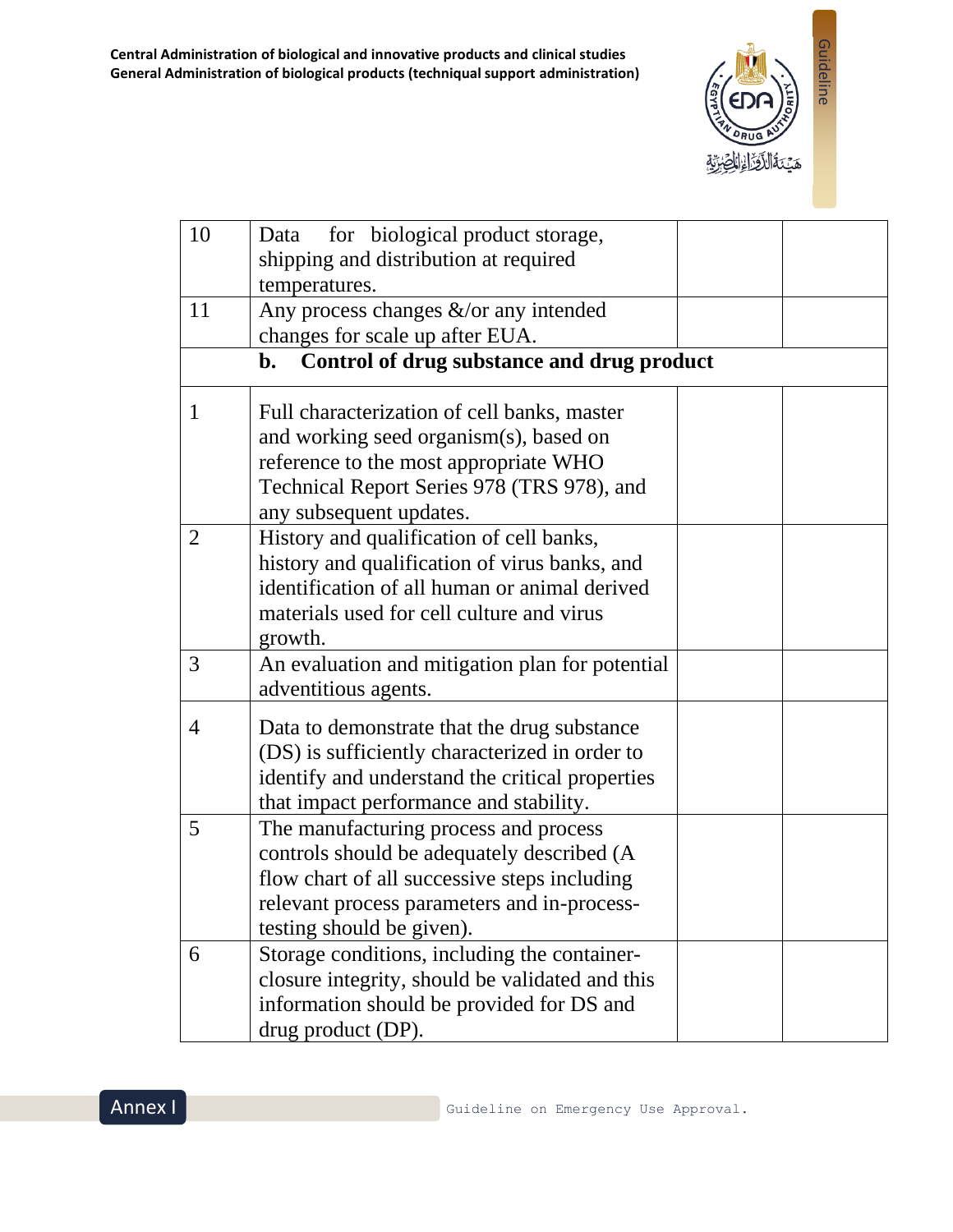| | | | |
|---|---|---|---|
| 10 | Data for biological product storage, shipping and distribution at required temperatures. | | |
| 11 | Any process changes &/or any intended changes for scale up after EUA. | | |
| | **b. Control of drug substance and drug product** | | |
| 1 | Full characterization of cell banks, master and working seed organism(s), based on reference to the most appropriate WHO Technical Report Series 978 (TRS 978), and any subsequent updates. | | |
| 2 | History and qualification of cell banks, history and qualification of virus banks, and identification of all human or animal derived materials used for cell culture and virus growth. | | |
| 3 | An evaluation and mitigation plan for potential adventitious agents. | | |
| 4 | Data to demonstrate that the drug substance (DS) is sufficiently characterized in order to identify and understand the critical properties that impact performance and stability. | | |
| 5 | The manufacturing process and process controls should be adequately described (A flow chart of all successive steps including relevant process parameters and in-process-testing should be given). | | |
| 6 | Storage conditions, including the container-closure integrity, should be validated and this information should be provided for DS and drug product (DP). | | |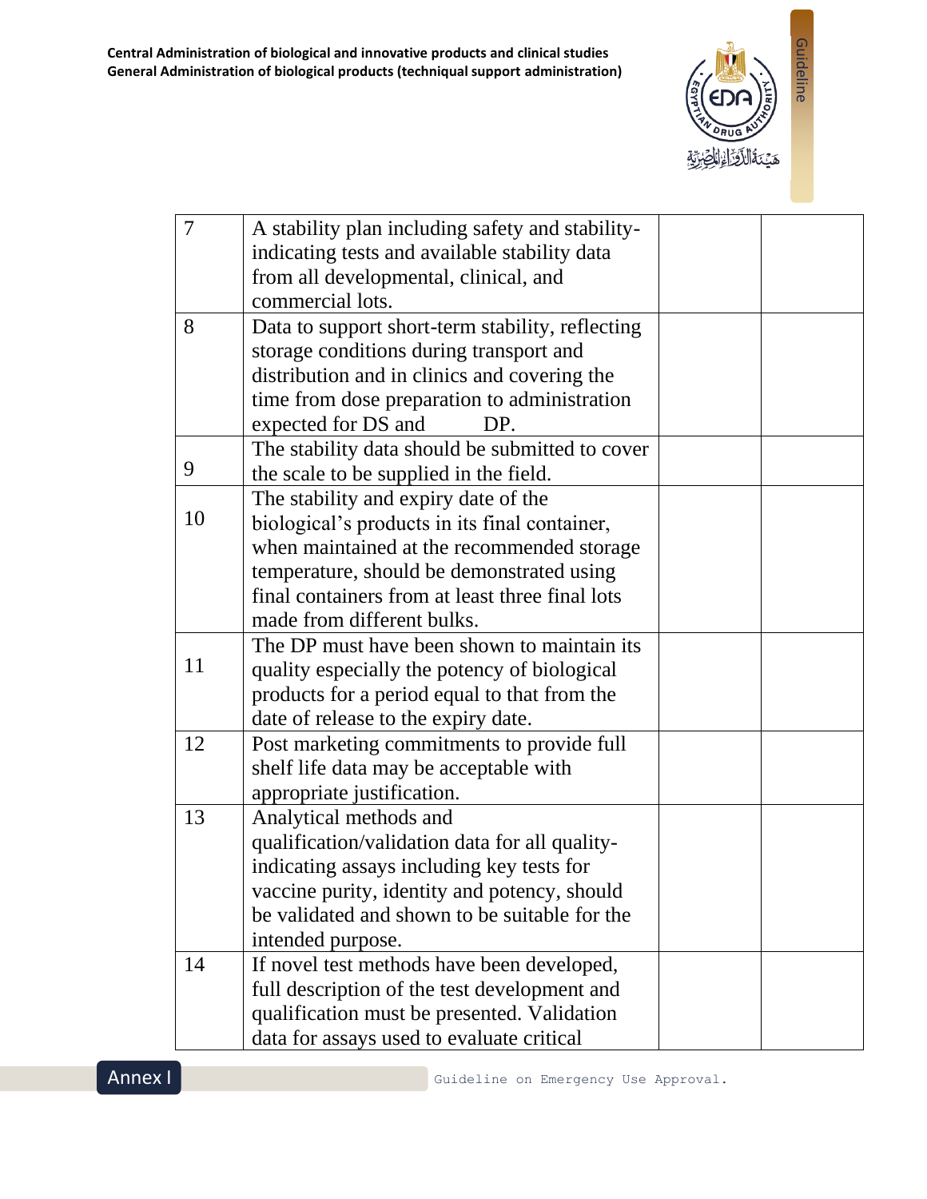| | | | |
|---|---|---|---|
| 7 | A stability plan including safety and stability-indicating tests and available stability data from all developmental, clinical, and commercial lots. | | |
| 8 | Data to support short-term stability, reflecting storage conditions during transport and distribution and in clinics and covering the time from dose preparation to administration expected for DS and DP. | | |
| 9 | The stability data should be submitted to cover the scale to be supplied in the field. | | |
| 10 | The stability and expiry date of the biological's products in its final container, when maintained at the recommended storage temperature, should be demonstrated using final containers from at least three final lots made from different bulks. | | |
| 11 | The DP must have been shown to maintain its quality especially the potency of biological products for a period equal to that from the date of release to the expiry date. | | |
| 12 | Post marketing commitments to provide full shelf life data may be acceptable with appropriate justification. | | |
| 13 | Analytical methods and qualification/validation data for all quality-indicating assays including key tests for vaccine purity, identity and potency, should be validated and shown to be suitable for the intended purpose. | | |
| 14 | If novel test methods have been developed, full description of the test development and qualification must be presented. Validation data for assays used to evaluate critical | | |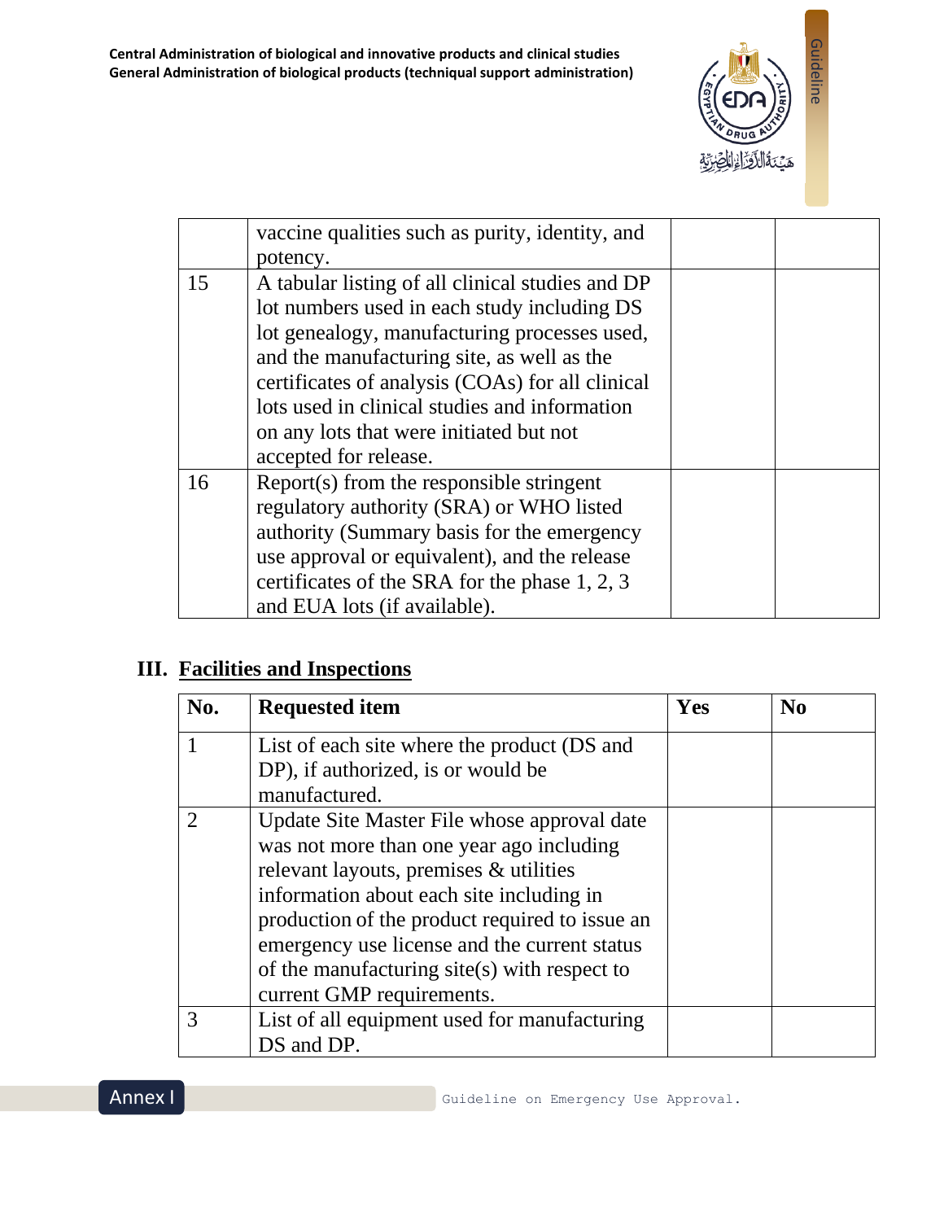| | | | |
|---|---|---|---|
| | vaccine qualities such as purity, identity, and potency. | | |
| 15 | A tabular listing of all clinical studies and DP lot numbers used in each study including DS lot genealogy, manufacturing processes used, and the manufacturing site, as well as the certificates of analysis (COAs) for all clinical lots used in clinical studies and information on any lots that were initiated but not accepted for release. | | |
| 16 | Report(s) from the responsible stringent regulatory authority (SRA) or WHO listed authority (Summary basis for the emergency use approval or equivalent), and the release certificates of the SRA for the phase 1, 2, 3 and EUA lots (if available). | | |

## III. Facilities and Inspections

| No. | Requested item | Yes | No |
|---|---|---|---|
| 1 | List of each site where the product (DS and DP), if authorized, is or would be manufactured. | | |
| 2 | Update Site Master File whose approval date was not more than one year ago including relevant layouts, premises & utilities information about each site including in production of the product required to issue an emergency use license and the current status of the manufacturing site(s) with respect to current GMP requirements. | | |
| 3 | List of all equipment used for manufacturing DS and DP. | | |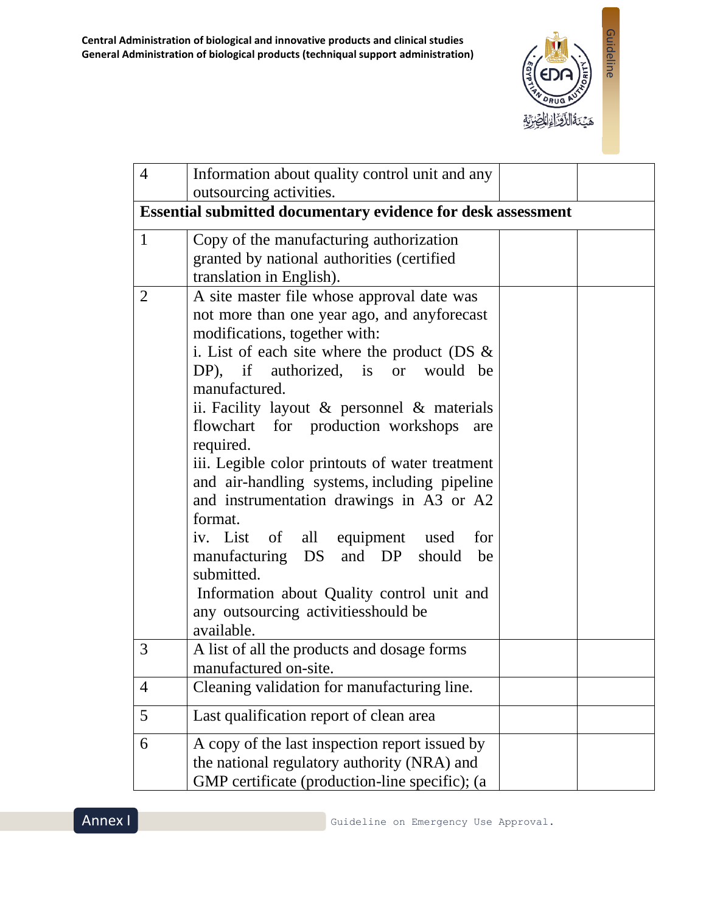| | | | |
|---|---|---|---|
| 4 | Information about quality control unit and any outsourcing activities. | | |
| **Essential submitted documentary evidence for desk assessment** | | | |
| 1 | Copy of the manufacturing authorization granted by national authorities (certified translation in English). | | |
| 2 | A site master file whose approval date was not more than one year ago, and anyforecast modifications, together with:<br>i. List of each site where the product (DS & DP), if authorized, is or would be manufactured.<br>ii. Facility layout & personnel & materials flowchart for production workshops are required.<br>iii. Legible color printouts of water treatment and air-handling systems, including pipeline and instrumentation drawings in A3 or A2 format.<br>iv. List of all equipment used for manufacturing DS and DP should be submitted.<br>Information about Quality control unit and any outsourcing activitiesshould be available. | | |
| 3 | A list of all the products and dosage forms manufactured on-site. | | |
| 4 | Cleaning validation for manufacturing line. | | |
| 5 | Last qualification report of clean area | | |
| 6 | A copy of the last inspection report issued by the national regulatory authority (NRA) and GMP certificate (production-line specific); (a | | |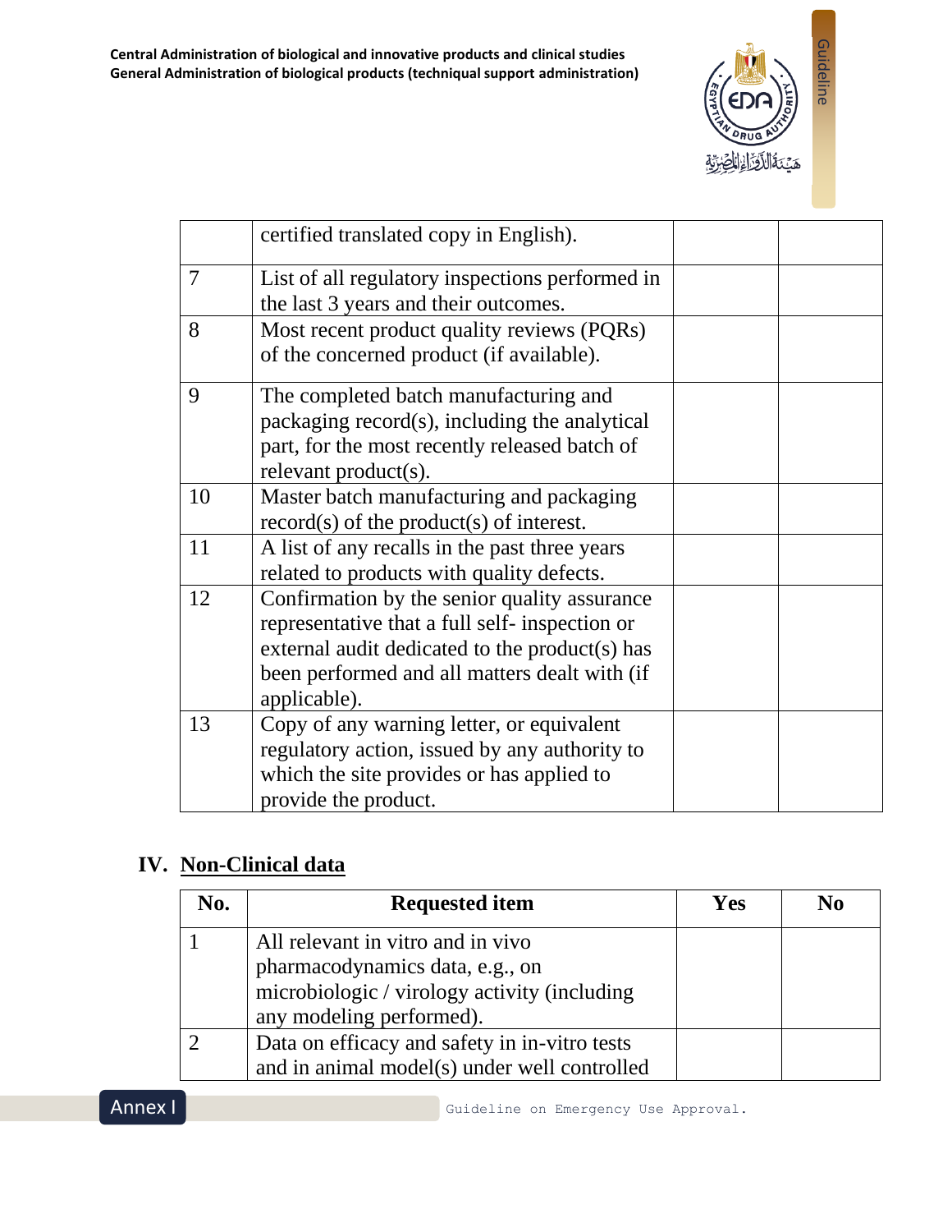| | | | |
|---|---|---|---|
| | certified translated copy in English). | | |
| 7 | List of all regulatory inspections performed in the last 3 years and their outcomes. | | |
| 8 | Most recent product quality reviews (PQRs) of the concerned product (if available). | | |
| 9 | The completed batch manufacturing and packaging record(s), including the analytical part, for the most recently released batch of relevant product(s). | | |
| 10 | Master batch manufacturing and packaging record(s) of the product(s) of interest. | | |
| 11 | A list of any recalls in the past three years related to products with quality defects. | | |
| 12 | Confirmation by the senior quality assurance representative that a full self- inspection or external audit dedicated to the product(s) has been performed and all matters dealt with (if applicable). | | |
| 13 | Copy of any warning letter, or equivalent regulatory action, issued by any authority to which the site provides or has applied to provide the product. | | |

## IV. Non-Clinical data

| No. | Requested item | Yes | No |
|---|---|---|---|
| 1 | All relevant in vitro and in vivo pharmacodynamics data, e.g., on microbiologic / virology activity (including any modeling performed). | | |
| 2 | Data on efficacy and safety in in-vitro tests and in animal model(s) under well controlled | | |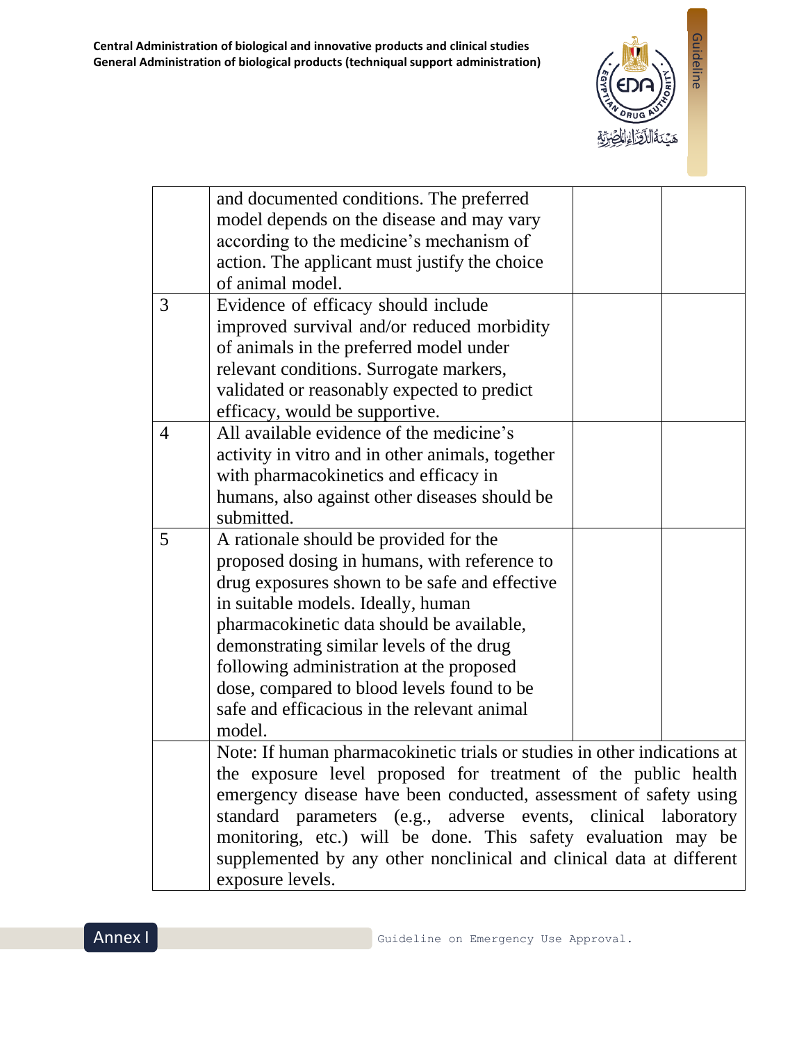| | | | |
|---|---|---|---|
| | and documented conditions. The preferred model depends on the disease and may vary according to the medicine's mechanism of action. The applicant must justify the choice of animal model. | | |
| 3 | Evidence of efficacy should include improved survival and/or reduced morbidity of animals in the preferred model under relevant conditions. Surrogate markers, validated or reasonably expected to predict efficacy, would be supportive. | | |
| 4 | All available evidence of the medicine's activity in vitro and in other animals, together with pharmacokinetics and efficacy in humans, also against other diseases should be submitted. | | |
| 5 | A rationale should be provided for the proposed dosing in humans, with reference to drug exposures shown to be safe and effective in suitable models. Ideally, human pharmacokinetic data should be available, demonstrating similar levels of the drug following administration at the proposed dose, compared to blood levels found to be safe and efficacious in the relevant animal model. | | |
| | Note: If human pharmacokinetic trials or studies in other indications at the exposure level proposed for treatment of the public health emergency disease have been conducted, assessment of safety using standard parameters (e.g., adverse events, clinical laboratory monitoring, etc.) will be done. This safety evaluation may be supplemented by any other nonclinical and clinical data at different exposure levels. | | |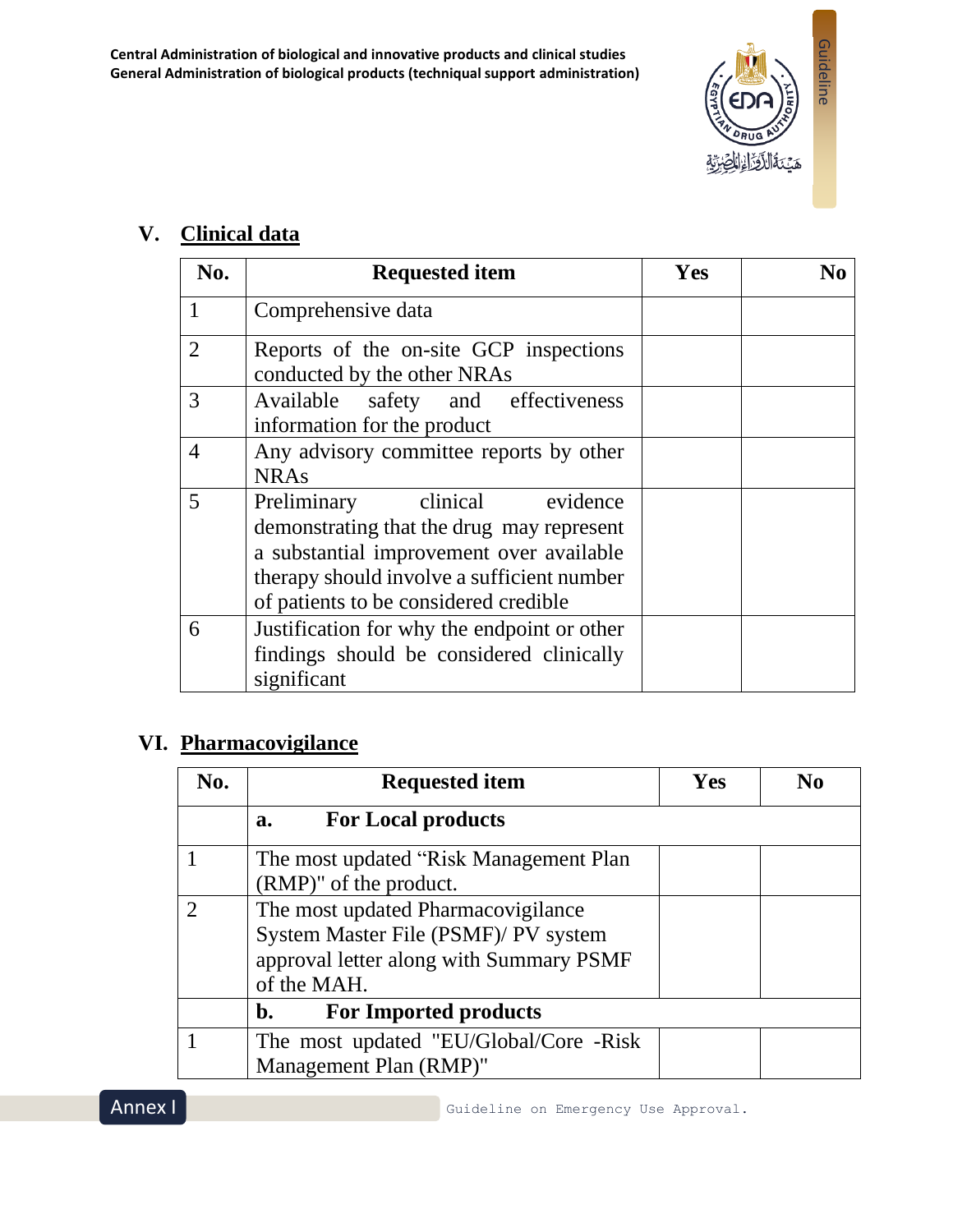## V. Clinical data

| No. | Requested item | Yes | No |
|---|---|---|---|
| 1 | Comprehensive data | | |
| 2 | Reports of the on-site GCP inspections conducted by the other NRAs | | |
| 3 | Available safety and effectiveness information for the product | | |
| 4 | Any advisory committee reports by other NRAs | | |
| 5 | Preliminary clinical evidence demonstrating that the drug may represent a substantial improvement over available therapy should involve a sufficient number of patients to be considered credible | | |
| 6 | Justification for why the endpoint or other findings should be considered clinically significant | | |

## VI. Pharmacovigilance

| No. | Requested item | Yes | No |
|---|---|---|---|
| | **a. For Local products** | | |
| 1 | The most updated "Risk Management Plan (RMP)" of the product. | | |
| 2 | The most updated Pharmacovigilance System Master File (PSMF)/ PV system approval letter along with Summary PSMF of the MAH. | | |
| | **b. For Imported products** | | |
| 1 | The most updated "EU/Global/Core -Risk Management Plan (RMP)" | | |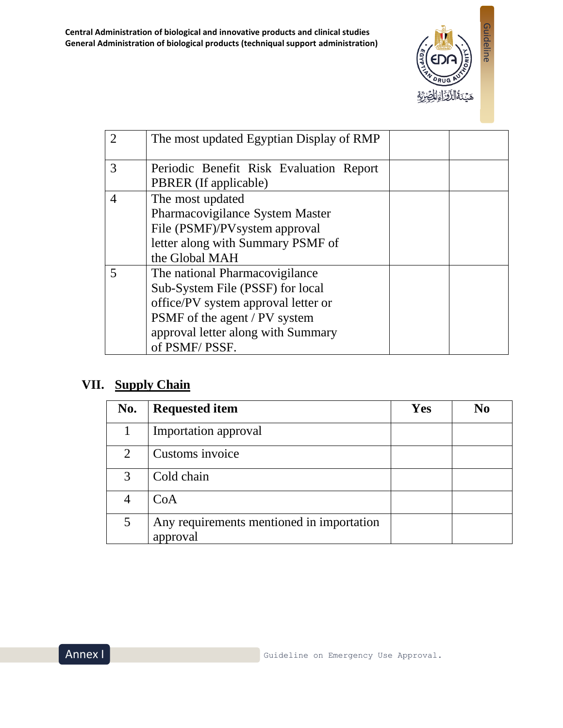| | | | |
|---|---|---|---|
| 2 | The most updated Egyptian Display of RMP | | |
| 3 | Periodic Benefit Risk Evaluation Report PBRER (If applicable) | | |
| 4 | The most updated Pharmacovigilance System Master File (PSMF)/PVsystem approval letter along with Summary PSMF of the Global MAH | | |
| 5 | The national Pharmacovigilance Sub-System File (PSSF) for local office/PV system approval letter or PSMF of the agent / PV system approval letter along with Summary of PSMF/ PSSF. | | |

## VII. Supply Chain

| No. | Requested item | Yes | No |
|---|---|---|---|
| 1 | Importation approval | | |
| 2 | Customs invoice | | |
| 3 | Cold chain | | |
| 4 | CoA | | |
| 5 | Any requirements mentioned in importation approval | | |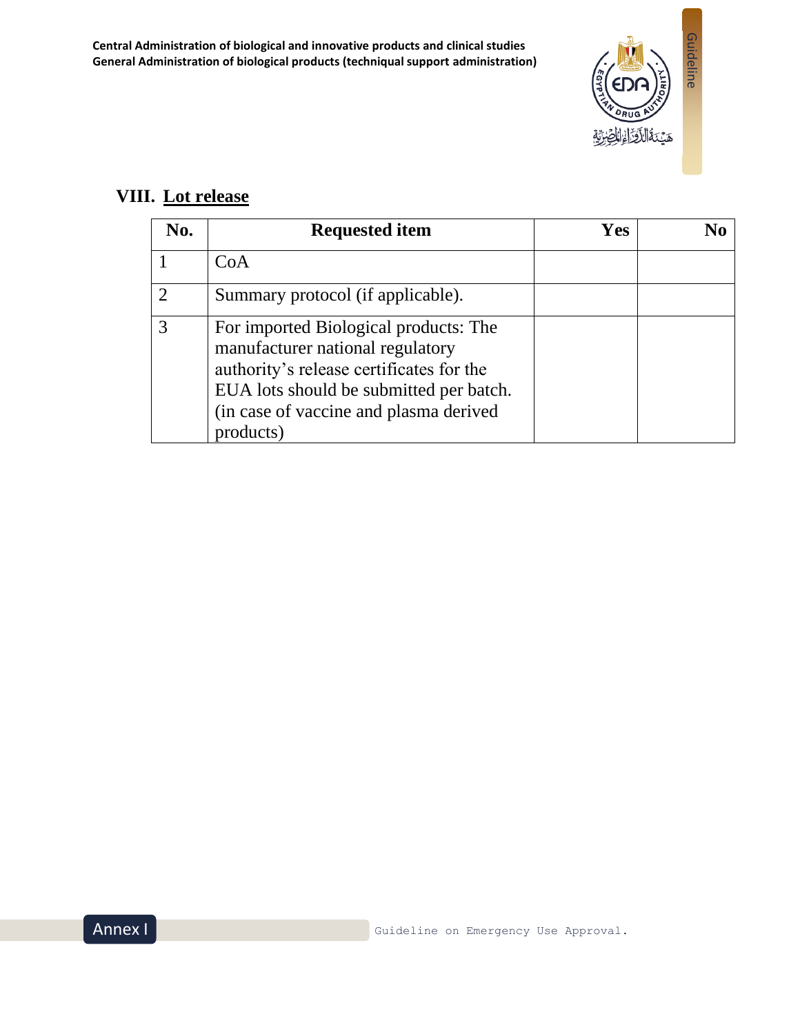## VIII. Lot release

| No. | Requested item | Yes | No |
|---|---|---|---|
| 1 | CoA | | |
| 2 | Summary protocol (if applicable). | | |
| 3 | For imported Biological products: The manufacturer national regulatory authority's release certificates for the EUA lots should be submitted per batch. (in case of vaccine and plasma derived products) | | |